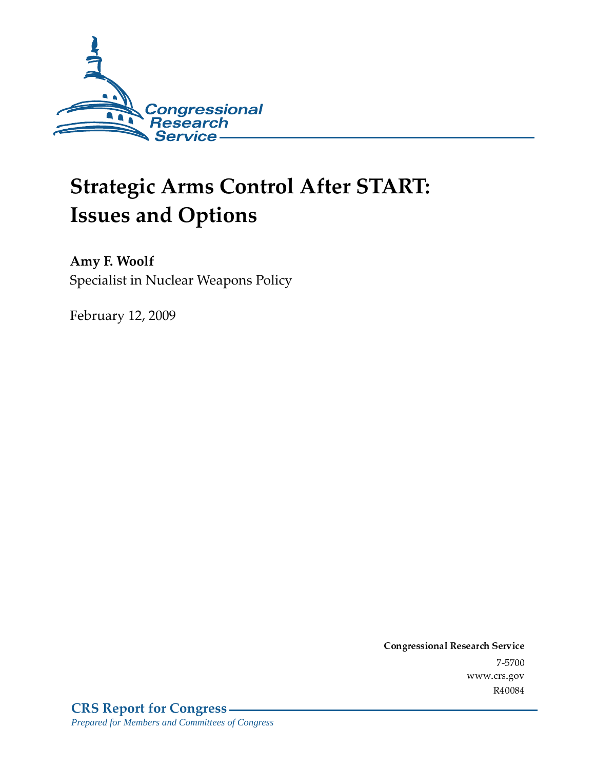Congressional Research Service

# Strategic Arms Control After START: Issues and Options

**Amy F. Woolf**
Specialist in Nuclear Weapons Policy

February 12, 2009

**Congressional Research Service**
7-5700
www.crs.gov
R40084

**CRS Report for Congress**
*Prepared for Members and Committees of Congress*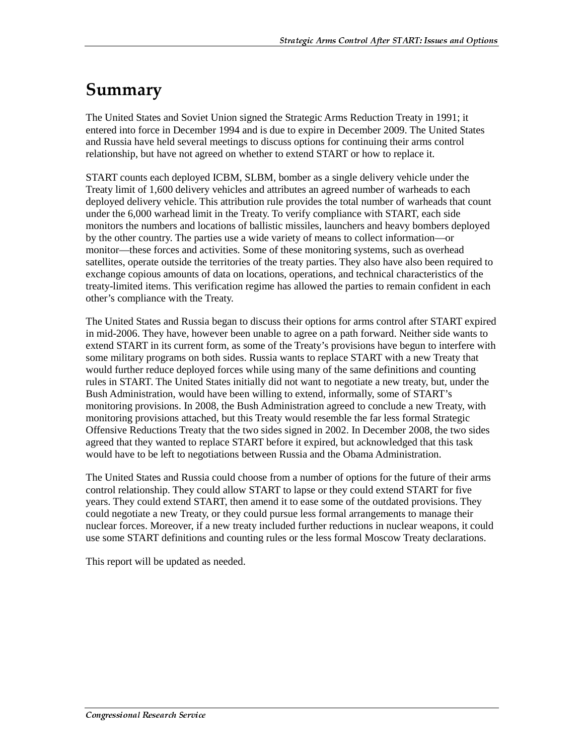# Summary

The United States and Soviet Union signed the Strategic Arms Reduction Treaty in 1991; it entered into force in December 1994 and is due to expire in December 2009. The United States and Russia have held several meetings to discuss options for continuing their arms control relationship, but have not agreed on whether to extend START or how to replace it.

START counts each deployed ICBM, SLBM, bomber as a single delivery vehicle under the Treaty limit of 1,600 delivery vehicles and attributes an agreed number of warheads to each deployed delivery vehicle. This attribution rule provides the total number of warheads that count under the 6,000 warhead limit in the Treaty. To verify compliance with START, each side monitors the numbers and locations of ballistic missiles, launchers and heavy bombers deployed by the other country. The parties use a wide variety of means to collect information—or monitor—these forces and activities. Some of these monitoring systems, such as overhead satellites, operate outside the territories of the treaty parties. They also have also been required to exchange copious amounts of data on locations, operations, and technical characteristics of the treaty-limited items. This verification regime has allowed the parties to remain confident in each other's compliance with the Treaty.

The United States and Russia began to discuss their options for arms control after START expired in mid-2006. They have, however been unable to agree on a path forward. Neither side wants to extend START in its current form, as some of the Treaty's provisions have begun to interfere with some military programs on both sides. Russia wants to replace START with a new Treaty that would further reduce deployed forces while using many of the same definitions and counting rules in START. The United States initially did not want to negotiate a new treaty, but, under the Bush Administration, would have been willing to extend, informally, some of START's monitoring provisions. In 2008, the Bush Administration agreed to conclude a new Treaty, with monitoring provisions attached, but this Treaty would resemble the far less formal Strategic Offensive Reductions Treaty that the two sides signed in 2002. In December 2008, the two sides agreed that they wanted to replace START before it expired, but acknowledged that this task would have to be left to negotiations between Russia and the Obama Administration.

The United States and Russia could choose from a number of options for the future of their arms control relationship. They could allow START to lapse or they could extend START for five years. They could extend START, then amend it to ease some of the outdated provisions. They could negotiate a new Treaty, or they could pursue less formal arrangements to manage their nuclear forces. Moreover, if a new treaty included further reductions in nuclear weapons, it could use some START definitions and counting rules or the less formal Moscow Treaty declarations.

This report will be updated as needed.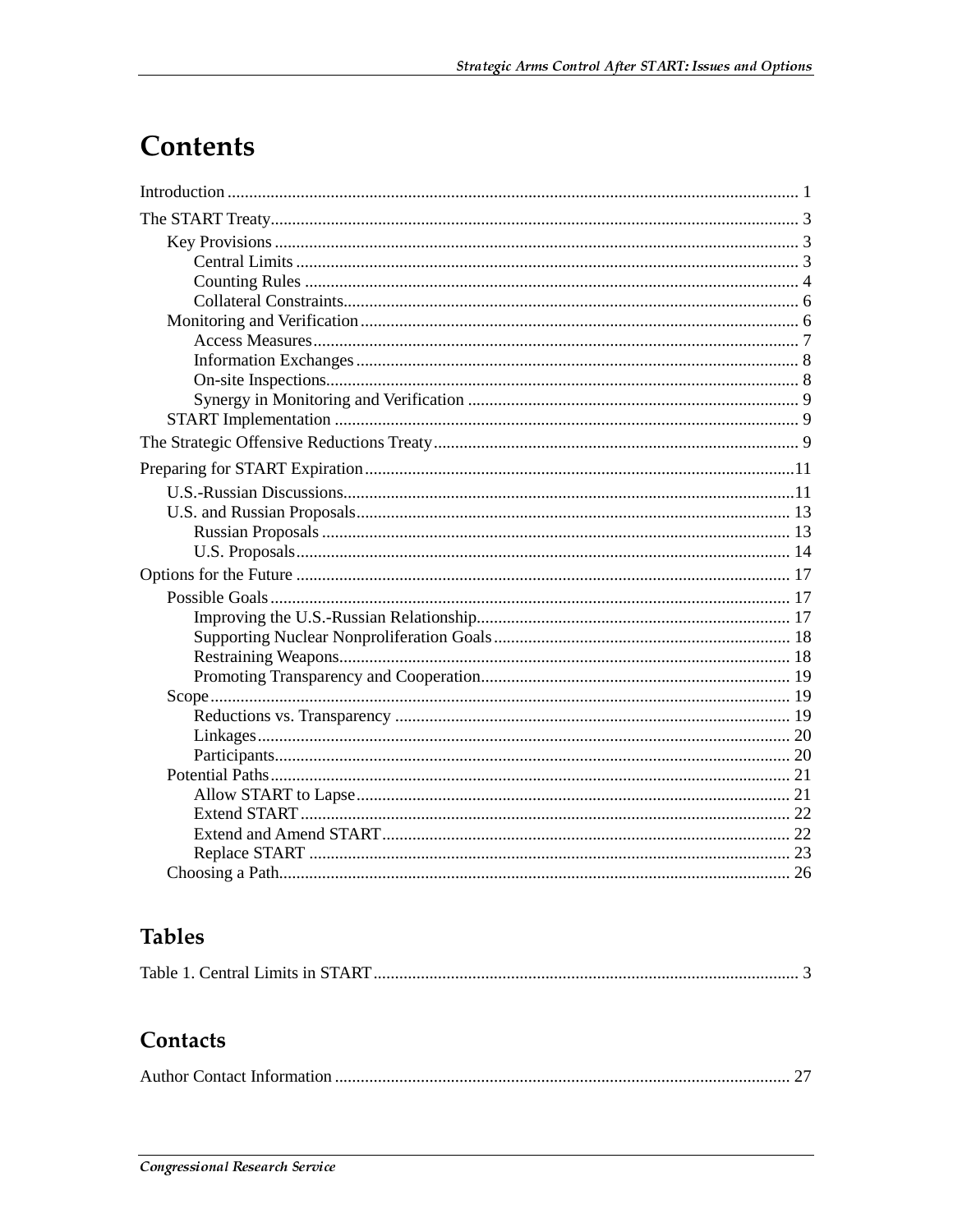# Contents

Introduction .................................................................................................................................... 1

The START Treaty.......................................................................................................................... 3

- Key Provisions ......................................................................................................................... 3
  - Central Limits .................................................................................................................... 3
  - Counting Rules .................................................................................................................. 4
  - Collateral Constraints......................................................................................................... 6
- Monitoring and Verification ..................................................................................................... 6
  - Access Measures ................................................................................................................ 7
  - Information Exchanges ...................................................................................................... 8
  - On-site Inspections............................................................................................................. 8
  - Synergy in Monitoring and Verification ............................................................................ 9
- START Implementation ........................................................................................................... 9

The Strategic Offensive Reductions Treaty .................................................................................... 9

Preparing for START Expiration ...................................................................................................11

- U.S.-Russian Discussions........................................................................................................11
- U.S. and Russian Proposals..................................................................................................... 13
  - Russian Proposals ............................................................................................................ 13
  - U.S. Proposals .................................................................................................................. 14

Options for the Future .................................................................................................................. 17

- Possible Goals ........................................................................................................................ 17
  - Improving the U.S.-Russian Relationship......................................................................... 17
  - Supporting Nuclear Nonproliferation Goals ..................................................................... 18
  - Restraining Weapons........................................................................................................ 18
  - Promoting Transparency and Cooperation........................................................................ 19
- Scope ...................................................................................................................................... 19
  - Reductions vs. Transparency ........................................................................................... 19
  - Linkages........................................................................................................................... 20
  - Participants....................................................................................................................... 20
- Potential Paths ........................................................................................................................ 21
  - Allow START to Lapse.................................................................................................... 21
  - Extend START ................................................................................................................. 22
  - Extend and Amend START.............................................................................................. 22
  - Replace START ............................................................................................................... 23
- Choosing a Path...................................................................................................................... 26

## Tables

Table 1. Central Limits in START................................................................................................... 3

## Contacts

Author Contact Information .......................................................................................................... 27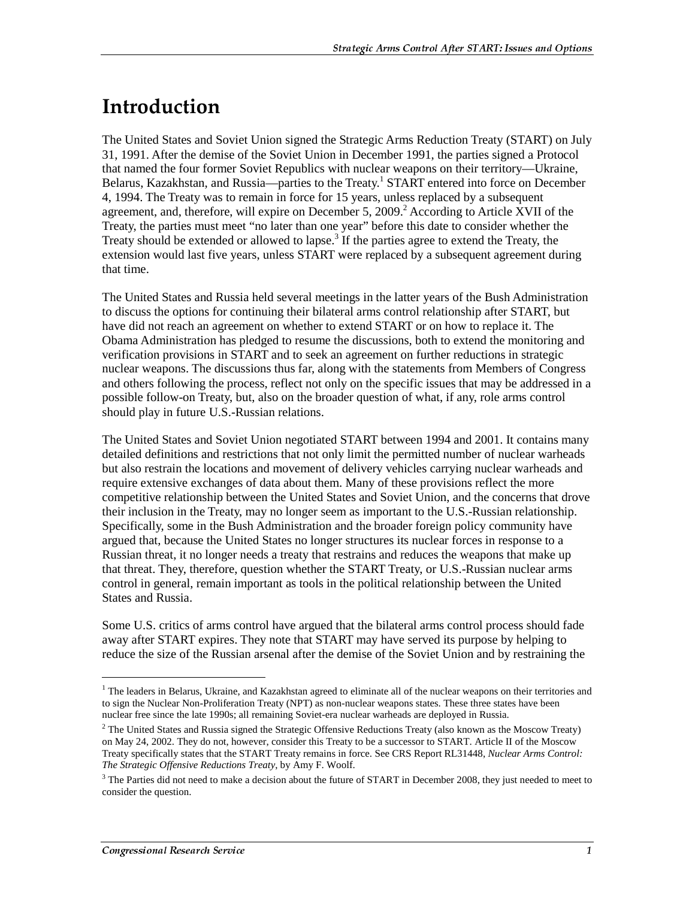# Introduction

The United States and Soviet Union signed the Strategic Arms Reduction Treaty (START) on July 31, 1991. After the demise of the Soviet Union in December 1991, the parties signed a Protocol that named the four former Soviet Republics with nuclear weapons on their territory—Ukraine, Belarus, Kazakhstan, and Russia—parties to the Treaty.[1] START entered into force on December 4, 1994. The Treaty was to remain in force for 15 years, unless replaced by a subsequent agreement, and, therefore, will expire on December 5, 2009.[2] According to Article XVII of the Treaty, the parties must meet "no later than one year" before this date to consider whether the Treaty should be extended or allowed to lapse.[3] If the parties agree to extend the Treaty, the extension would last five years, unless START were replaced by a subsequent agreement during that time.

The United States and Russia held several meetings in the latter years of the Bush Administration to discuss the options for continuing their bilateral arms control relationship after START, but have did not reach an agreement on whether to extend START or on how to replace it. The Obama Administration has pledged to resume the discussions, both to extend the monitoring and verification provisions in START and to seek an agreement on further reductions in strategic nuclear weapons. The discussions thus far, along with the statements from Members of Congress and others following the process, reflect not only on the specific issues that may be addressed in a possible follow-on Treaty, but, also on the broader question of what, if any, role arms control should play in future U.S.-Russian relations.

The United States and Soviet Union negotiated START between 1994 and 2001. It contains many detailed definitions and restrictions that not only limit the permitted number of nuclear warheads but also restrain the locations and movement of delivery vehicles carrying nuclear warheads and require extensive exchanges of data about them. Many of these provisions reflect the more competitive relationship between the United States and Soviet Union, and the concerns that drove their inclusion in the Treaty, may no longer seem as important to the U.S.-Russian relationship. Specifically, some in the Bush Administration and the broader foreign policy community have argued that, because the United States no longer structures its nuclear forces in response to a Russian threat, it no longer needs a treaty that restrains and reduces the weapons that make up that threat. They, therefore, question whether the START Treaty, or U.S.-Russian nuclear arms control in general, remain important as tools in the political relationship between the United States and Russia.

Some U.S. critics of arms control have argued that the bilateral arms control process should fade away after START expires. They note that START may have served its purpose by helping to reduce the size of the Russian arsenal after the demise of the Soviet Union and by restraining the

[1] The leaders in Belarus, Ukraine, and Kazakhstan agreed to eliminate all of the nuclear weapons on their territories and to sign the Nuclear Non-Proliferation Treaty (NPT) as non-nuclear weapons states. These three states have been nuclear free since the late 1990s; all remaining Soviet-era nuclear warheads are deployed in Russia.

[2] The United States and Russia signed the Strategic Offensive Reductions Treaty (also known as the Moscow Treaty) on May 24, 2002. They do not, however, consider this Treaty to be a successor to START. Article II of the Moscow Treaty specifically states that the START Treaty remains in force. See CRS Report RL31448, *Nuclear Arms Control: The Strategic Offensive Reductions Treaty*, by Amy F. Woolf.

[3] The Parties did not need to make a decision about the future of START in December 2008, they just needed to meet to consider the question.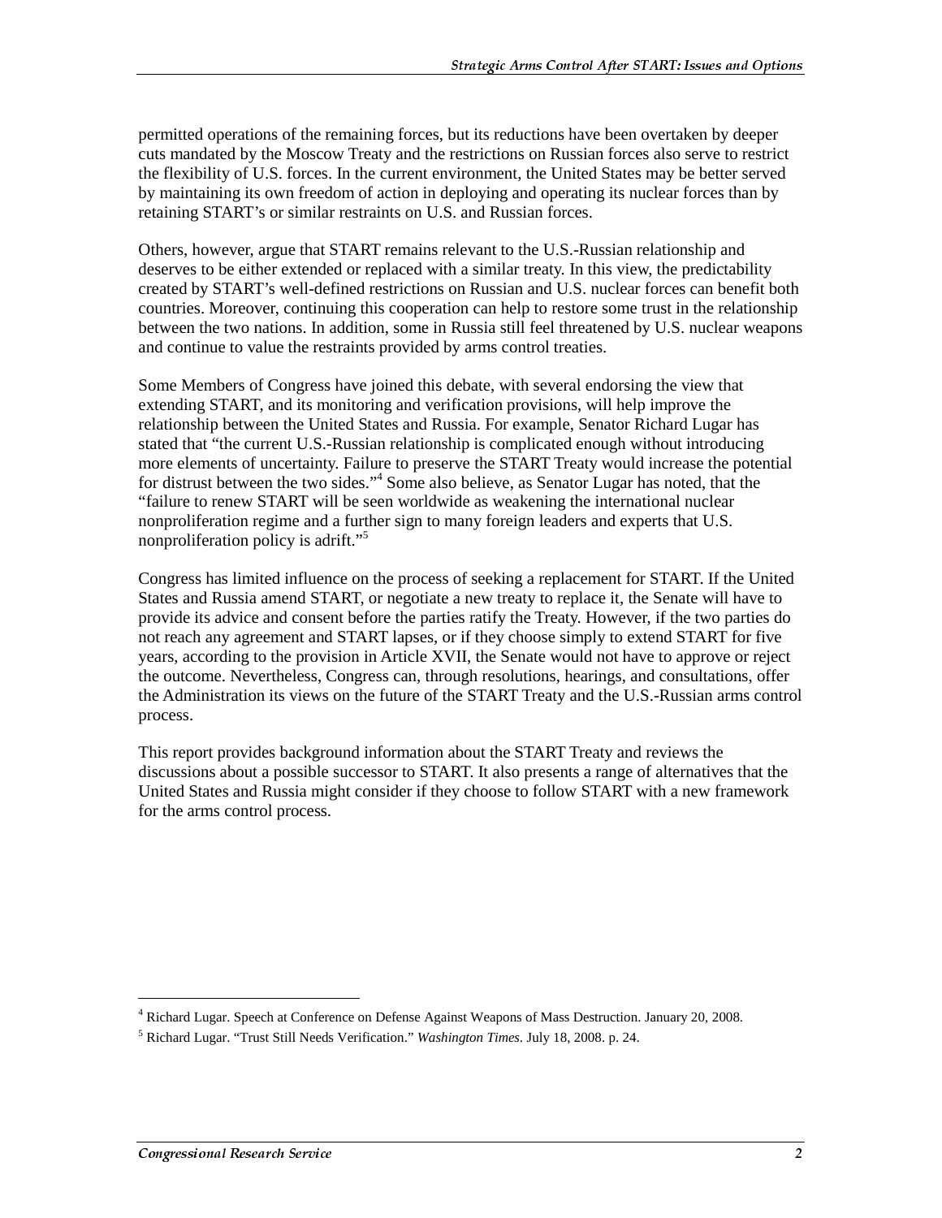permitted operations of the remaining forces, but its reductions have been overtaken by deeper cuts mandated by the Moscow Treaty and the restrictions on Russian forces also serve to restrict the flexibility of U.S. forces. In the current environment, the United States may be better served by maintaining its own freedom of action in deploying and operating its nuclear forces than by retaining START's or similar restraints on U.S. and Russian forces.

Others, however, argue that START remains relevant to the U.S.-Russian relationship and deserves to be either extended or replaced with a similar treaty. In this view, the predictability created by START's well-defined restrictions on Russian and U.S. nuclear forces can benefit both countries. Moreover, continuing this cooperation can help to restore some trust in the relationship between the two nations. In addition, some in Russia still feel threatened by U.S. nuclear weapons and continue to value the restraints provided by arms control treaties.

Some Members of Congress have joined this debate, with several endorsing the view that extending START, and its monitoring and verification provisions, will help improve the relationship between the United States and Russia. For example, Senator Richard Lugar has stated that "the current U.S.-Russian relationship is complicated enough without introducing more elements of uncertainty. Failure to preserve the START Treaty would increase the potential for distrust between the two sides."[4] Some also believe, as Senator Lugar has noted, that the "failure to renew START will be seen worldwide as weakening the international nuclear nonproliferation regime and a further sign to many foreign leaders and experts that U.S. nonproliferation policy is adrift."[5]

Congress has limited influence on the process of seeking a replacement for START. If the United States and Russia amend START, or negotiate a new treaty to replace it, the Senate will have to provide its advice and consent before the parties ratify the Treaty. However, if the two parties do not reach any agreement and START lapses, or if they choose simply to extend START for five years, according to the provision in Article XVII, the Senate would not have to approve or reject the outcome. Nevertheless, Congress can, through resolutions, hearings, and consultations, offer the Administration its views on the future of the START Treaty and the U.S.-Russian arms control process.

This report provides background information about the START Treaty and reviews the discussions about a possible successor to START. It also presents a range of alternatives that the United States and Russia might consider if they choose to follow START with a new framework for the arms control process.

---

[4] Richard Lugar. Speech at Conference on Defense Against Weapons of Mass Destruction. January 20, 2008.

[5] Richard Lugar. "Trust Still Needs Verification." *Washington Times*. July 18, 2008. p. 24.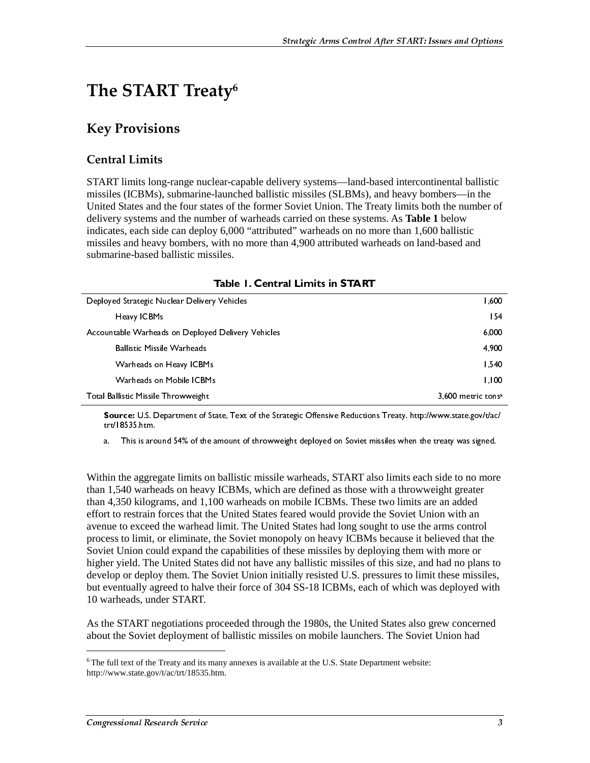# The START Treaty[6]

## Key Provisions

### Central Limits

START limits long-range nuclear-capable delivery systems—land-based intercontinental ballistic missiles (ICBMs), submarine-launched ballistic missiles (SLBMs), and heavy bombers—in the United States and the four states of the former Soviet Union. The Treaty limits both the number of delivery systems and the number of warheads carried on these systems. As **Table 1** below indicates, each side can deploy 6,000 "attributed" warheads on no more than 1,600 ballistic missiles and heavy bombers, with no more than 4,900 attributed warheads on land-based and submarine-based ballistic missiles.

**Table 1. Central Limits in START**

| | |
|---|---|
| Deployed Strategic Nuclear Delivery Vehicles | 1,600 |
| Heavy ICBMs | 154 |
| Accountable Warheads on Deployed Delivery Vehicles | 6,000 |
| Ballistic Missile Warheads | 4,900 |
| Warheads on Heavy ICBMs | 1,540 |
| Warheads on Mobile ICBMs | 1,100 |
| Total Ballistic Missile Throwweight | 3,600 metric tons[a] |

**Source:** U.S. Department of State, Text of the Strategic Offensive Reductions Treaty. http://www.state.gov/t/ac/trt/18535.htm.

a. This is around 54% of the amount of throwweight deployed on Soviet missiles when the treaty was signed.

Within the aggregate limits on ballistic missile warheads, START also limits each side to no more than 1,540 warheads on heavy ICBMs, which are defined as those with a throwweight greater than 4,350 kilograms, and 1,100 warheads on mobile ICBMs. These two limits are an added effort to restrain forces that the United States feared would provide the Soviet Union with an avenue to exceed the warhead limit. The United States had long sought to use the arms control process to limit, or eliminate, the Soviet monopoly on heavy ICBMs because it believed that the Soviet Union could expand the capabilities of these missiles by deploying them with more or higher yield. The United States did not have any ballistic missiles of this size, and had no plans to develop or deploy them. The Soviet Union initially resisted U.S. pressures to limit these missiles, but eventually agreed to halve their force of 304 SS-18 ICBMs, each of which was deployed with 10 warheads, under START.

As the START negotiations proceeded through the 1980s, the United States also grew concerned about the Soviet deployment of ballistic missiles on mobile launchers. The Soviet Union had

[6] The full text of the Treaty and its many annexes is available at the U.S. State Department website: http://www.state.gov/t/ac/trt/18535.htm.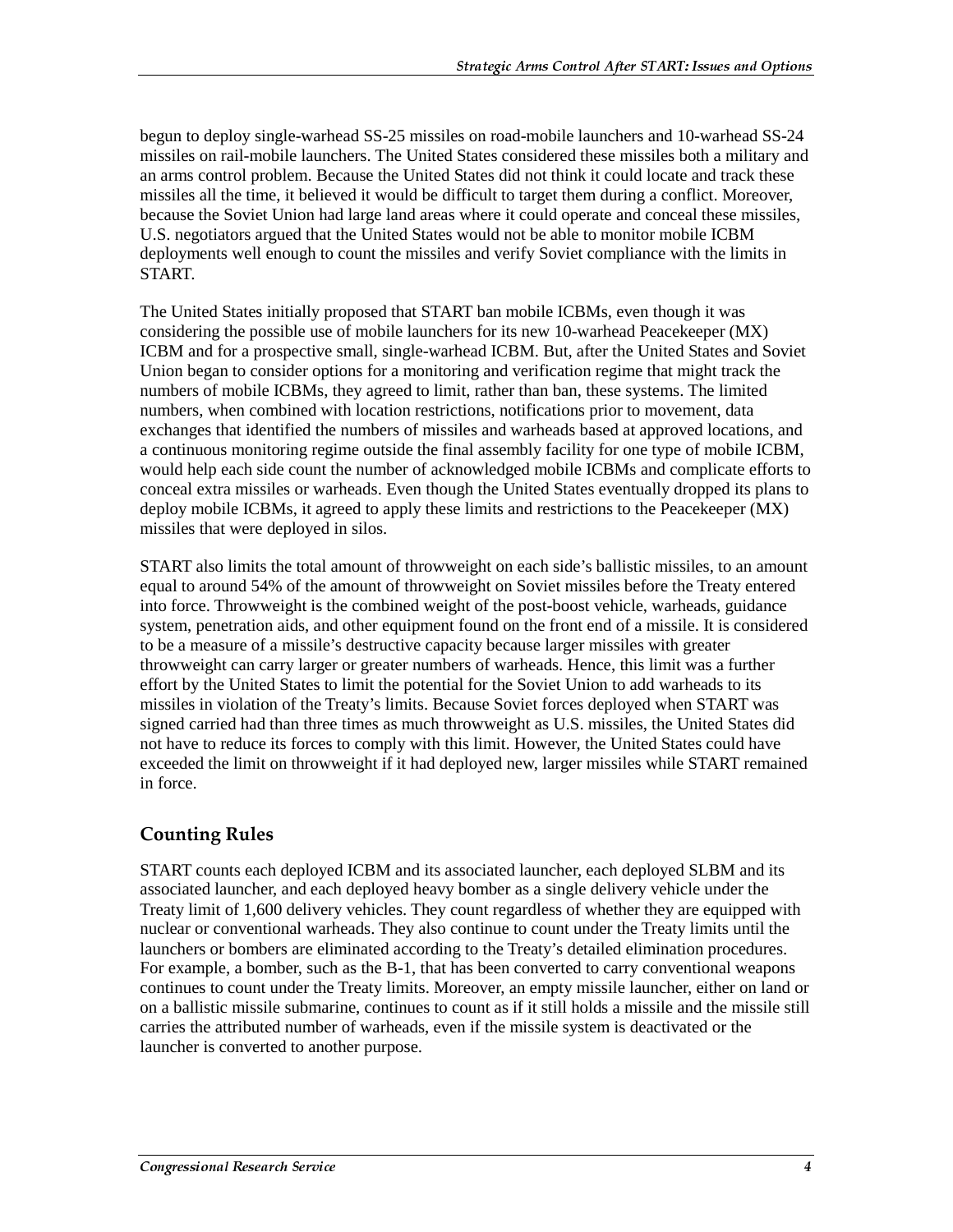begun to deploy single-warhead SS-25 missiles on road-mobile launchers and 10-warhead SS-24 missiles on rail-mobile launchers. The United States considered these missiles both a military and an arms control problem. Because the United States did not think it could locate and track these missiles all the time, it believed it would be difficult to target them during a conflict. Moreover, because the Soviet Union had large land areas where it could operate and conceal these missiles, U.S. negotiators argued that the United States would not be able to monitor mobile ICBM deployments well enough to count the missiles and verify Soviet compliance with the limits in START.

The United States initially proposed that START ban mobile ICBMs, even though it was considering the possible use of mobile launchers for its new 10-warhead Peacekeeper (MX) ICBM and for a prospective small, single-warhead ICBM. But, after the United States and Soviet Union began to consider options for a monitoring and verification regime that might track the numbers of mobile ICBMs, they agreed to limit, rather than ban, these systems. The limited numbers, when combined with location restrictions, notifications prior to movement, data exchanges that identified the numbers of missiles and warheads based at approved locations, and a continuous monitoring regime outside the final assembly facility for one type of mobile ICBM, would help each side count the number of acknowledged mobile ICBMs and complicate efforts to conceal extra missiles or warheads. Even though the United States eventually dropped its plans to deploy mobile ICBMs, it agreed to apply these limits and restrictions to the Peacekeeper (MX) missiles that were deployed in silos.

START also limits the total amount of throwweight on each side's ballistic missiles, to an amount equal to around 54% of the amount of throwweight on Soviet missiles before the Treaty entered into force. Throwweight is the combined weight of the post-boost vehicle, warheads, guidance system, penetration aids, and other equipment found on the front end of a missile. It is considered to be a measure of a missile's destructive capacity because larger missiles with greater throwweight can carry larger or greater numbers of warheads. Hence, this limit was a further effort by the United States to limit the potential for the Soviet Union to add warheads to its missiles in violation of the Treaty's limits. Because Soviet forces deployed when START was signed carried had than three times as much throwweight as U.S. missiles, the United States did not have to reduce its forces to comply with this limit. However, the United States could have exceeded the limit on throwweight if it had deployed new, larger missiles while START remained in force.

## Counting Rules

START counts each deployed ICBM and its associated launcher, each deployed SLBM and its associated launcher, and each deployed heavy bomber as a single delivery vehicle under the Treaty limit of 1,600 delivery vehicles. They count regardless of whether they are equipped with nuclear or conventional warheads. They also continue to count under the Treaty limits until the launchers or bombers are eliminated according to the Treaty's detailed elimination procedures. For example, a bomber, such as the B-1, that has been converted to carry conventional weapons continues to count under the Treaty limits. Moreover, an empty missile launcher, either on land or on a ballistic missile submarine, continues to count as if it still holds a missile and the missile still carries the attributed number of warheads, even if the missile system is deactivated or the launcher is converted to another purpose.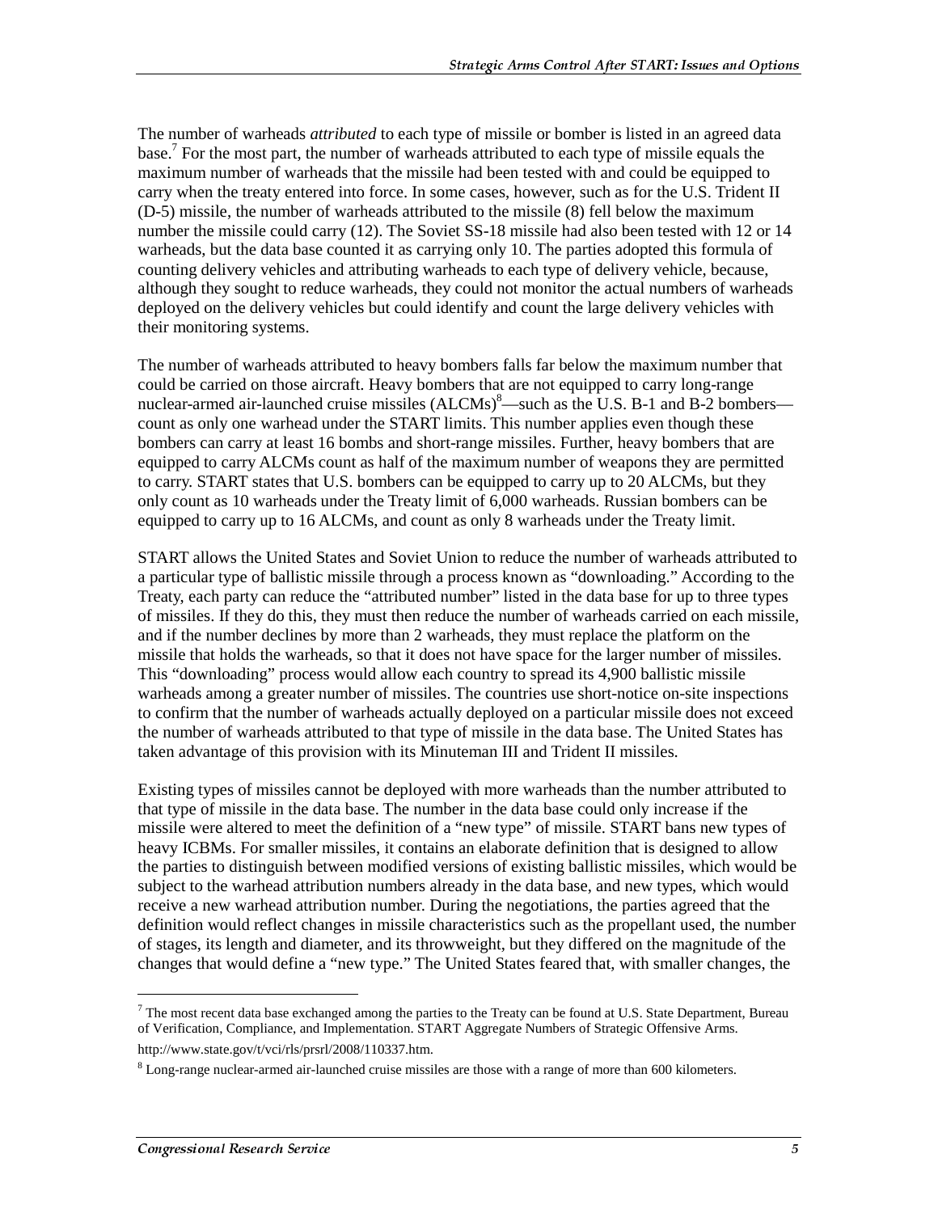The number of warheads *attributed* to each type of missile or bomber is listed in an agreed data base.[7] For the most part, the number of warheads attributed to each type of missile equals the maximum number of warheads that the missile had been tested with and could be equipped to carry when the treaty entered into force. In some cases, however, such as for the U.S. Trident II (D-5) missile, the number of warheads attributed to the missile (8) fell below the maximum number the missile could carry (12). The Soviet SS-18 missile had also been tested with 12 or 14 warheads, but the data base counted it as carrying only 10. The parties adopted this formula of counting delivery vehicles and attributing warheads to each type of delivery vehicle, because, although they sought to reduce warheads, they could not monitor the actual numbers of warheads deployed on the delivery vehicles but could identify and count the large delivery vehicles with their monitoring systems.

The number of warheads attributed to heavy bombers falls far below the maximum number that could be carried on those aircraft. Heavy bombers that are not equipped to carry long-range nuclear-armed air-launched cruise missiles (ALCMs)[8]—such as the U.S. B-1 and B-2 bombers—count as only one warhead under the START limits. This number applies even though these bombers can carry at least 16 bombs and short-range missiles. Further, heavy bombers that are equipped to carry ALCMs count as half of the maximum number of weapons they are permitted to carry. START states that U.S. bombers can be equipped to carry up to 20 ALCMs, but they only count as 10 warheads under the Treaty limit of 6,000 warheads. Russian bombers can be equipped to carry up to 16 ALCMs, and count as only 8 warheads under the Treaty limit.

START allows the United States and Soviet Union to reduce the number of warheads attributed to a particular type of ballistic missile through a process known as “downloading.” According to the Treaty, each party can reduce the “attributed number” listed in the data base for up to three types of missiles. If they do this, they must then reduce the number of warheads carried on each missile, and if the number declines by more than 2 warheads, they must replace the platform on the missile that holds the warheads, so that it does not have space for the larger number of missiles. This “downloading” process would allow each country to spread its 4,900 ballistic missile warheads among a greater number of missiles. The countries use short-notice on-site inspections to confirm that the number of warheads actually deployed on a particular missile does not exceed the number of warheads attributed to that type of missile in the data base. The United States has taken advantage of this provision with its Minuteman III and Trident II missiles.

Existing types of missiles cannot be deployed with more warheads than the number attributed to that type of missile in the data base. The number in the data base could only increase if the missile were altered to meet the definition of a “new type” of missile. START bans new types of heavy ICBMs. For smaller missiles, it contains an elaborate definition that is designed to allow the parties to distinguish between modified versions of existing ballistic missiles, which would be subject to the warhead attribution numbers already in the data base, and new types, which would receive a new warhead attribution number. During the negotiations, the parties agreed that the definition would reflect changes in missile characteristics such as the propellant used, the number of stages, its length and diameter, and its throwweight, but they differed on the magnitude of the changes that would define a “new type.” The United States feared that, with smaller changes, the

---

[7] The most recent data base exchanged among the parties to the Treaty can be found at U.S. State Department, Bureau of Verification, Compliance, and Implementation. START Aggregate Numbers of Strategic Offensive Arms. http://www.state.gov/t/vci/rls/prsrl/2008/110337.htm.

[8] Long-range nuclear-armed air-launched cruise missiles are those with a range of more than 600 kilometers.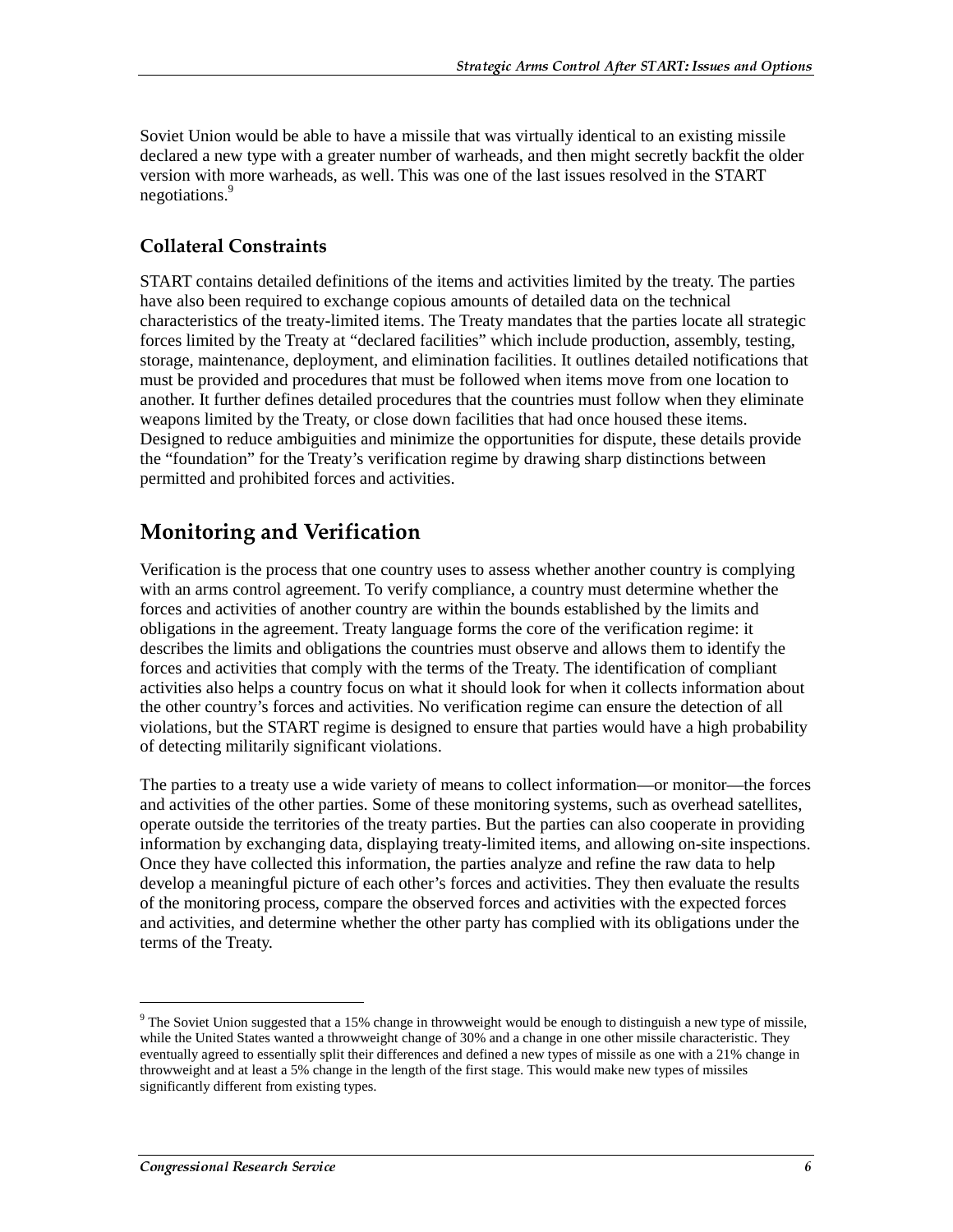Soviet Union would be able to have a missile that was virtually identical to an existing missile declared a new type with a greater number of warheads, and then might secretly backfit the older version with more warheads, as well. This was one of the last issues resolved in the START negotiations.[9]

### Collateral Constraints

START contains detailed definitions of the items and activities limited by the treaty. The parties have also been required to exchange copious amounts of detailed data on the technical characteristics of the treaty-limited items. The Treaty mandates that the parties locate all strategic forces limited by the Treaty at "declared facilities" which include production, assembly, testing, storage, maintenance, deployment, and elimination facilities. It outlines detailed notifications that must be provided and procedures that must be followed when items move from one location to another. It further defines detailed procedures that the countries must follow when they eliminate weapons limited by the Treaty, or close down facilities that had once housed these items. Designed to reduce ambiguities and minimize the opportunities for dispute, these details provide the "foundation" for the Treaty's verification regime by drawing sharp distinctions between permitted and prohibited forces and activities.

## Monitoring and Verification

Verification is the process that one country uses to assess whether another country is complying with an arms control agreement. To verify compliance, a country must determine whether the forces and activities of another country are within the bounds established by the limits and obligations in the agreement. Treaty language forms the core of the verification regime: it describes the limits and obligations the countries must observe and allows them to identify the forces and activities that comply with the terms of the Treaty. The identification of compliant activities also helps a country focus on what it should look for when it collects information about the other country's forces and activities. No verification regime can ensure the detection of all violations, but the START regime is designed to ensure that parties would have a high probability of detecting militarily significant violations.

The parties to a treaty use a wide variety of means to collect information—or monitor—the forces and activities of the other parties. Some of these monitoring systems, such as overhead satellites, operate outside the territories of the treaty parties. But the parties can also cooperate in providing information by exchanging data, displaying treaty-limited items, and allowing on-site inspections. Once they have collected this information, the parties analyze and refine the raw data to help develop a meaningful picture of each other's forces and activities. They then evaluate the results of the monitoring process, compare the observed forces and activities with the expected forces and activities, and determine whether the other party has complied with its obligations under the terms of the Treaty.

---

[9] The Soviet Union suggested that a 15% change in throwweight would be enough to distinguish a new type of missile, while the United States wanted a throwweight change of 30% and a change in one other missile characteristic. They eventually agreed to essentially split their differences and defined a new types of missile as one with a 21% change in throwweight and at least a 5% change in the length of the first stage. This would make new types of missiles significantly different from existing types.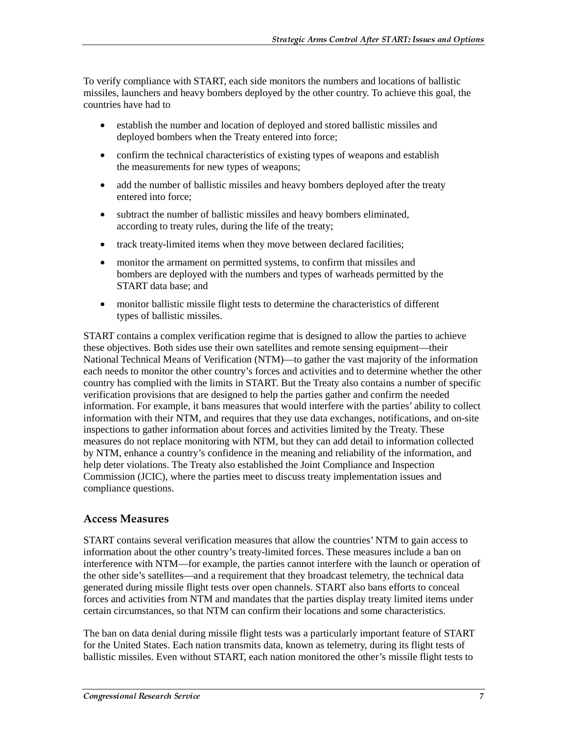To verify compliance with START, each side monitors the numbers and locations of ballistic missiles, launchers and heavy bombers deployed by the other country. To achieve this goal, the countries have had to

- establish the number and location of deployed and stored ballistic missiles and deployed bombers when the Treaty entered into force;
- confirm the technical characteristics of existing types of weapons and establish the measurements for new types of weapons;
- add the number of ballistic missiles and heavy bombers deployed after the treaty entered into force;
- subtract the number of ballistic missiles and heavy bombers eliminated, according to treaty rules, during the life of the treaty;
- track treaty-limited items when they move between declared facilities;
- monitor the armament on permitted systems, to confirm that missiles and bombers are deployed with the numbers and types of warheads permitted by the START data base; and
- monitor ballistic missile flight tests to determine the characteristics of different types of ballistic missiles.

START contains a complex verification regime that is designed to allow the parties to achieve these objectives. Both sides use their own satellites and remote sensing equipment—their National Technical Means of Verification (NTM)—to gather the vast majority of the information each needs to monitor the other country's forces and activities and to determine whether the other country has complied with the limits in START. But the Treaty also contains a number of specific verification provisions that are designed to help the parties gather and confirm the needed information. For example, it bans measures that would interfere with the parties' ability to collect information with their NTM, and requires that they use data exchanges, notifications, and on-site inspections to gather information about forces and activities limited by the Treaty. These measures do not replace monitoring with NTM, but they can add detail to information collected by NTM, enhance a country's confidence in the meaning and reliability of the information, and help deter violations. The Treaty also established the Joint Compliance and Inspection Commission (JCIC), where the parties meet to discuss treaty implementation issues and compliance questions.

## Access Measures

START contains several verification measures that allow the countries' NTM to gain access to information about the other country's treaty-limited forces. These measures include a ban on interference with NTM—for example, the parties cannot interfere with the launch or operation of the other side's satellites—and a requirement that they broadcast telemetry, the technical data generated during missile flight tests over open channels. START also bans efforts to conceal forces and activities from NTM and mandates that the parties display treaty limited items under certain circumstances, so that NTM can confirm their locations and some characteristics.

The ban on data denial during missile flight tests was a particularly important feature of START for the United States. Each nation transmits data, known as telemetry, during its flight tests of ballistic missiles. Even without START, each nation monitored the other's missile flight tests to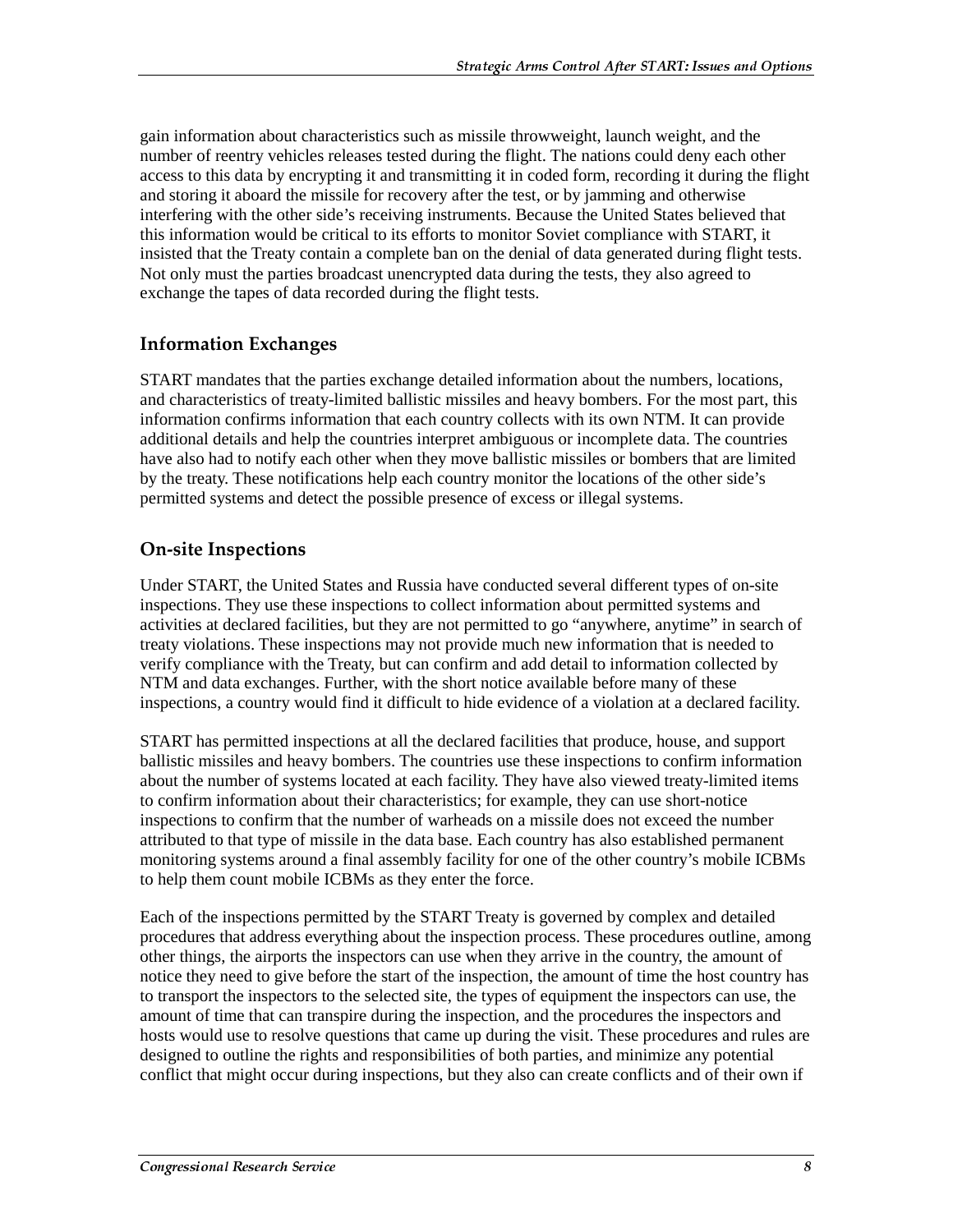gain information about characteristics such as missile throwweight, launch weight, and the number of reentry vehicles releases tested during the flight. The nations could deny each other access to this data by encrypting it and transmitting it in coded form, recording it during the flight and storing it aboard the missile for recovery after the test, or by jamming and otherwise interfering with the other side's receiving instruments. Because the United States believed that this information would be critical to its efforts to monitor Soviet compliance with START, it insisted that the Treaty contain a complete ban on the denial of data generated during flight tests. Not only must the parties broadcast unencrypted data during the tests, they also agreed to exchange the tapes of data recorded during the flight tests.

## Information Exchanges

START mandates that the parties exchange detailed information about the numbers, locations, and characteristics of treaty-limited ballistic missiles and heavy bombers. For the most part, this information confirms information that each country collects with its own NTM. It can provide additional details and help the countries interpret ambiguous or incomplete data. The countries have also had to notify each other when they move ballistic missiles or bombers that are limited by the treaty. These notifications help each country monitor the locations of the other side's permitted systems and detect the possible presence of excess or illegal systems.

## On-site Inspections

Under START, the United States and Russia have conducted several different types of on-site inspections. They use these inspections to collect information about permitted systems and activities at declared facilities, but they are not permitted to go "anywhere, anytime" in search of treaty violations. These inspections may not provide much new information that is needed to verify compliance with the Treaty, but can confirm and add detail to information collected by NTM and data exchanges. Further, with the short notice available before many of these inspections, a country would find it difficult to hide evidence of a violation at a declared facility.

START has permitted inspections at all the declared facilities that produce, house, and support ballistic missiles and heavy bombers. The countries use these inspections to confirm information about the number of systems located at each facility. They have also viewed treaty-limited items to confirm information about their characteristics; for example, they can use short-notice inspections to confirm that the number of warheads on a missile does not exceed the number attributed to that type of missile in the data base. Each country has also established permanent monitoring systems around a final assembly facility for one of the other country's mobile ICBMs to help them count mobile ICBMs as they enter the force.

Each of the inspections permitted by the START Treaty is governed by complex and detailed procedures that address everything about the inspection process. These procedures outline, among other things, the airports the inspectors can use when they arrive in the country, the amount of notice they need to give before the start of the inspection, the amount of time the host country has to transport the inspectors to the selected site, the types of equipment the inspectors can use, the amount of time that can transpire during the inspection, and the procedures the inspectors and hosts would use to resolve questions that came up during the visit. These procedures and rules are designed to outline the rights and responsibilities of both parties, and minimize any potential conflict that might occur during inspections, but they also can create conflicts and of their own if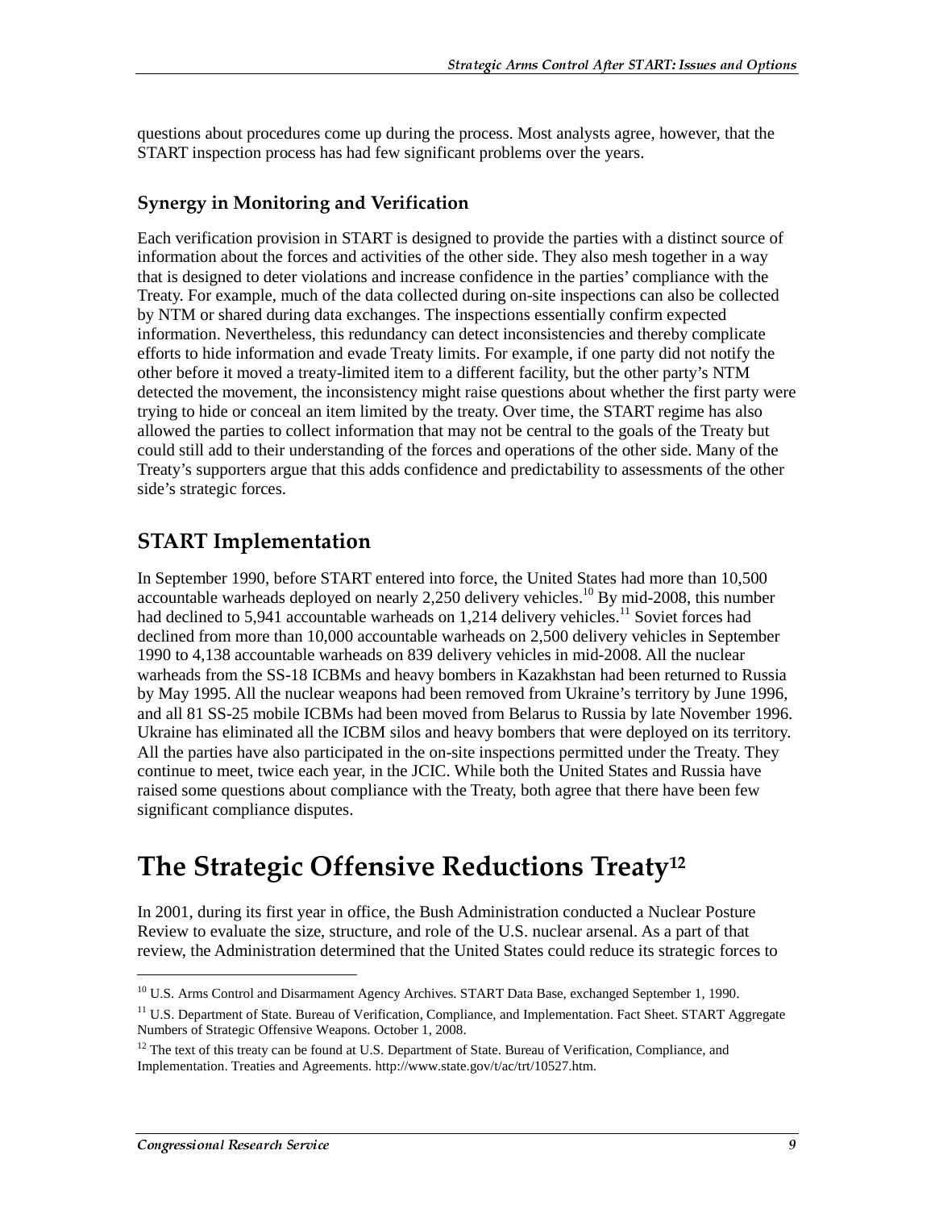questions about procedures come up during the process. Most analysts agree, however, that the START inspection process has had few significant problems over the years.

### Synergy in Monitoring and Verification

Each verification provision in START is designed to provide the parties with a distinct source of information about the forces and activities of the other side. They also mesh together in a way that is designed to deter violations and increase confidence in the parties' compliance with the Treaty. For example, much of the data collected during on-site inspections can also be collected by NTM or shared during data exchanges. The inspections essentially confirm expected information. Nevertheless, this redundancy can detect inconsistencies and thereby complicate efforts to hide information and evade Treaty limits. For example, if one party did not notify the other before it moved a treaty-limited item to a different facility, but the other party's NTM detected the movement, the inconsistency might raise questions about whether the first party were trying to hide or conceal an item limited by the treaty. Over time, the START regime has also allowed the parties to collect information that may not be central to the goals of the Treaty but could still add to their understanding of the forces and operations of the other side. Many of the Treaty's supporters argue that this adds confidence and predictability to assessments of the other side's strategic forces.

## START Implementation

In September 1990, before START entered into force, the United States had more than 10,500 accountable warheads deployed on nearly 2,250 delivery vehicles.[10] By mid-2008, this number had declined to 5,941 accountable warheads on 1,214 delivery vehicles.[11] Soviet forces had declined from more than 10,000 accountable warheads on 2,500 delivery vehicles in September 1990 to 4,138 accountable warheads on 839 delivery vehicles in mid-2008. All the nuclear warheads from the SS-18 ICBMs and heavy bombers in Kazakhstan had been returned to Russia by May 1995. All the nuclear weapons had been removed from Ukraine's territory by June 1996, and all 81 SS-25 mobile ICBMs had been moved from Belarus to Russia by late November 1996. Ukraine has eliminated all the ICBM silos and heavy bombers that were deployed on its territory. All the parties have also participated in the on-site inspections permitted under the Treaty. They continue to meet, twice each year, in the JCIC. While both the United States and Russia have raised some questions about compliance with the Treaty, both agree that there have been few significant compliance disputes.

# The Strategic Offensive Reductions Treaty[12]

In 2001, during its first year in office, the Bush Administration conducted a Nuclear Posture Review to evaluate the size, structure, and role of the U.S. nuclear arsenal. As a part of that review, the Administration determined that the United States could reduce its strategic forces to

---

[10] U.S. Arms Control and Disarmament Agency Archives. START Data Base, exchanged September 1, 1990.

[11] U.S. Department of State. Bureau of Verification, Compliance, and Implementation. Fact Sheet. START Aggregate Numbers of Strategic Offensive Weapons. October 1, 2008.

[12] The text of this treaty can be found at U.S. Department of State. Bureau of Verification, Compliance, and Implementation. Treaties and Agreements. http://www.state.gov/t/ac/trt/10527.htm.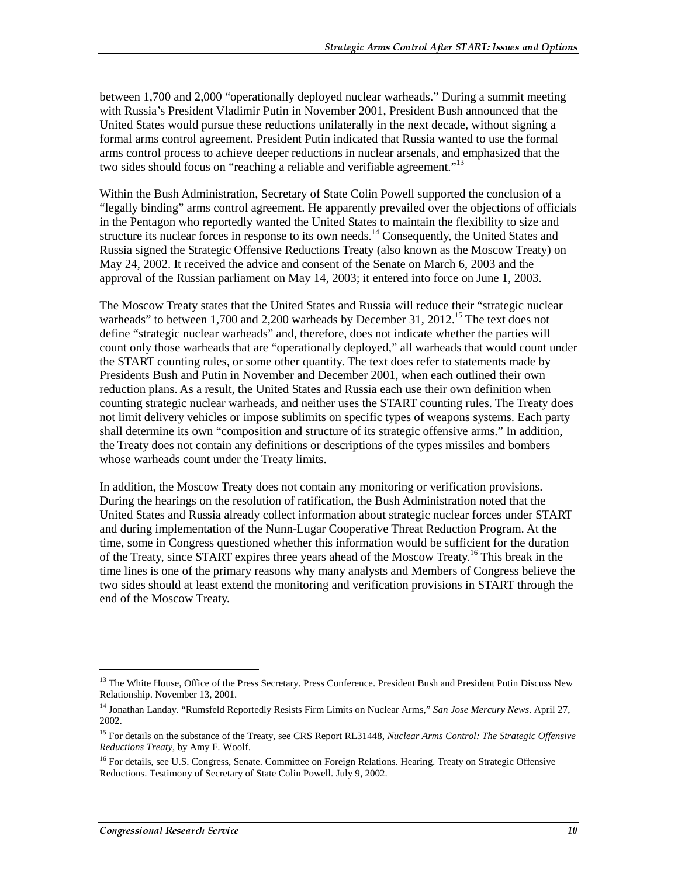between 1,700 and 2,000 "operationally deployed nuclear warheads." During a summit meeting with Russia's President Vladimir Putin in November 2001, President Bush announced that the United States would pursue these reductions unilaterally in the next decade, without signing a formal arms control agreement. President Putin indicated that Russia wanted to use the formal arms control process to achieve deeper reductions in nuclear arsenals, and emphasized that the two sides should focus on "reaching a reliable and verifiable agreement."[13]

Within the Bush Administration, Secretary of State Colin Powell supported the conclusion of a "legally binding" arms control agreement. He apparently prevailed over the objections of officials in the Pentagon who reportedly wanted the United States to maintain the flexibility to size and structure its nuclear forces in response to its own needs.[14] Consequently, the United States and Russia signed the Strategic Offensive Reductions Treaty (also known as the Moscow Treaty) on May 24, 2002. It received the advice and consent of the Senate on March 6, 2003 and the approval of the Russian parliament on May 14, 2003; it entered into force on June 1, 2003.

The Moscow Treaty states that the United States and Russia will reduce their "strategic nuclear warheads" to between 1,700 and 2,200 warheads by December 31, 2012.[15] The text does not define "strategic nuclear warheads" and, therefore, does not indicate whether the parties will count only those warheads that are "operationally deployed," all warheads that would count under the START counting rules, or some other quantity. The text does refer to statements made by Presidents Bush and Putin in November and December 2001, when each outlined their own reduction plans. As a result, the United States and Russia each use their own definition when counting strategic nuclear warheads, and neither uses the START counting rules. The Treaty does not limit delivery vehicles or impose sublimits on specific types of weapons systems. Each party shall determine its own "composition and structure of its strategic offensive arms." In addition, the Treaty does not contain any definitions or descriptions of the types missiles and bombers whose warheads count under the Treaty limits.

In addition, the Moscow Treaty does not contain any monitoring or verification provisions. During the hearings on the resolution of ratification, the Bush Administration noted that the United States and Russia already collect information about strategic nuclear forces under START and during implementation of the Nunn-Lugar Cooperative Threat Reduction Program. At the time, some in Congress questioned whether this information would be sufficient for the duration of the Treaty, since START expires three years ahead of the Moscow Treaty.[16] This break in the time lines is one of the primary reasons why many analysts and Members of Congress believe the two sides should at least extend the monitoring and verification provisions in START through the end of the Moscow Treaty.

---

[13] The White House, Office of the Press Secretary. Press Conference. President Bush and President Putin Discuss New Relationship. November 13, 2001.

[14] Jonathan Landay. "Rumsfeld Reportedly Resists Firm Limits on Nuclear Arms," *San Jose Mercury News*. April 27, 2002.

[15] For details on the substance of the Treaty, see CRS Report RL31448, *Nuclear Arms Control: The Strategic Offensive Reductions Treaty*, by Amy F. Woolf.

[16] For details, see U.S. Congress, Senate. Committee on Foreign Relations. Hearing. Treaty on Strategic Offensive Reductions. Testimony of Secretary of State Colin Powell. July 9, 2002.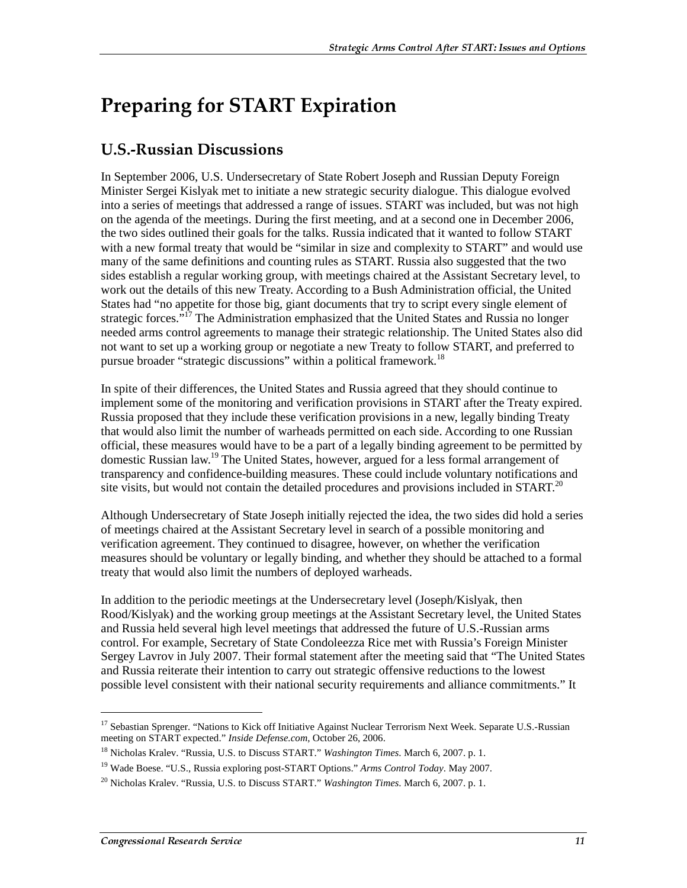# Preparing for START Expiration

## U.S.-Russian Discussions

In September 2006, U.S. Undersecretary of State Robert Joseph and Russian Deputy Foreign Minister Sergei Kislyak met to initiate a new strategic security dialogue. This dialogue evolved into a series of meetings that addressed a range of issues. START was included, but was not high on the agenda of the meetings. During the first meeting, and at a second one in December 2006, the two sides outlined their goals for the talks. Russia indicated that it wanted to follow START with a new formal treaty that would be "similar in size and complexity to START" and would use many of the same definitions and counting rules as START. Russia also suggested that the two sides establish a regular working group, with meetings chaired at the Assistant Secretary level, to work out the details of this new Treaty. According to a Bush Administration official, the United States had "no appetite for those big, giant documents that try to script every single element of strategic forces."[17] The Administration emphasized that the United States and Russia no longer needed arms control agreements to manage their strategic relationship. The United States also did not want to set up a working group or negotiate a new Treaty to follow START, and preferred to pursue broader "strategic discussions" within a political framework.[18]

In spite of their differences, the United States and Russia agreed that they should continue to implement some of the monitoring and verification provisions in START after the Treaty expired. Russia proposed that they include these verification provisions in a new, legally binding Treaty that would also limit the number of warheads permitted on each side. According to one Russian official, these measures would have to be a part of a legally binding agreement to be permitted by domestic Russian law.[19] The United States, however, argued for a less formal arrangement of transparency and confidence-building measures. These could include voluntary notifications and site visits, but would not contain the detailed procedures and provisions included in START.[20]

Although Undersecretary of State Joseph initially rejected the idea, the two sides did hold a series of meetings chaired at the Assistant Secretary level in search of a possible monitoring and verification agreement. They continued to disagree, however, on whether the verification measures should be voluntary or legally binding, and whether they should be attached to a formal treaty that would also limit the numbers of deployed warheads.

In addition to the periodic meetings at the Undersecretary level (Joseph/Kislyak, then Rood/Kislyak) and the working group meetings at the Assistant Secretary level, the United States and Russia held several high level meetings that addressed the future of U.S.-Russian arms control. For example, Secretary of State Condoleezza Rice met with Russia's Foreign Minister Sergey Lavrov in July 2007. Their formal statement after the meeting said that "The United States and Russia reiterate their intention to carry out strategic offensive reductions to the lowest possible level consistent with their national security requirements and alliance commitments." It

---

[17] Sebastian Sprenger. "Nations to Kick off Initiative Against Nuclear Terrorism Next Week. Separate U.S.-Russian meeting on START expected." *Inside Defense.com*, October 26, 2006.

[18] Nicholas Kralev. "Russia, U.S. to Discuss START." *Washington Times.* March 6, 2007. p. 1.

[19] Wade Boese. "U.S., Russia exploring post-START Options." *Arms Control Today*. May 2007.

[20] Nicholas Kralev. "Russia, U.S. to Discuss START." *Washington Times.* March 6, 2007. p. 1.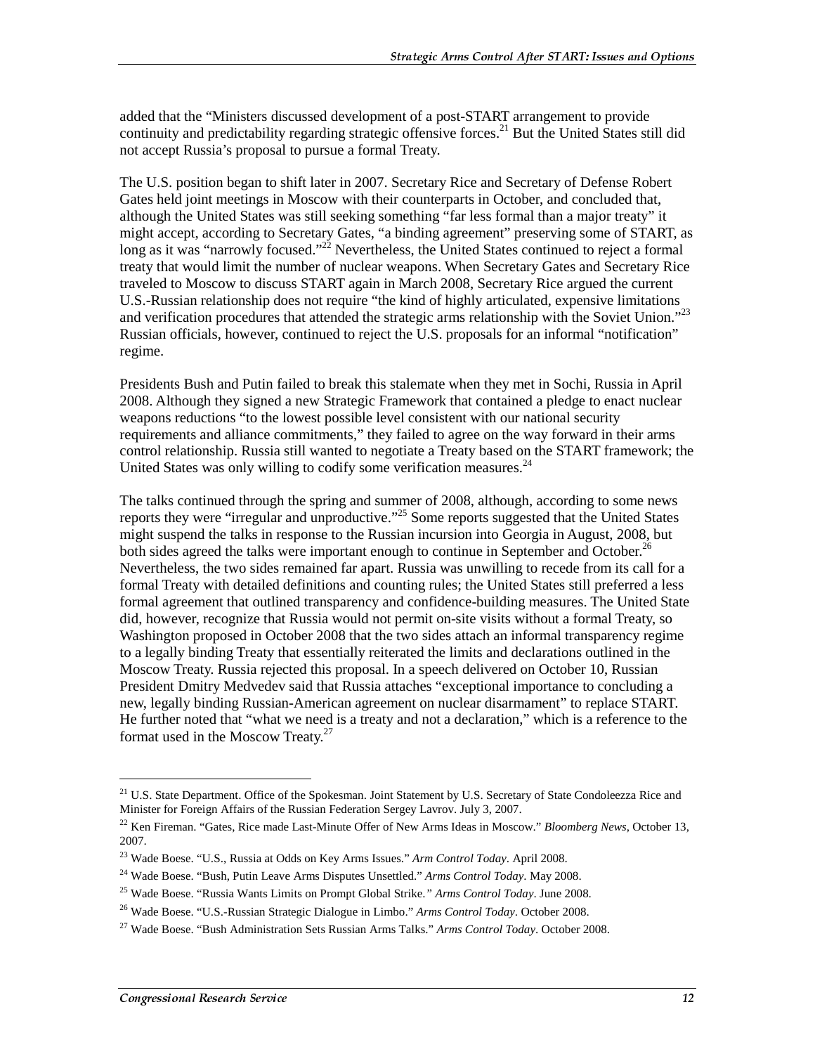added that the "Ministers discussed development of a post-START arrangement to provide continuity and predictability regarding strategic offensive forces.[21] But the United States still did not accept Russia's proposal to pursue a formal Treaty.

The U.S. position began to shift later in 2007. Secretary Rice and Secretary of Defense Robert Gates held joint meetings in Moscow with their counterparts in October, and concluded that, although the United States was still seeking something "far less formal than a major treaty" it might accept, according to Secretary Gates, "a binding agreement" preserving some of START, as long as it was "narrowly focused."[22] Nevertheless, the United States continued to reject a formal treaty that would limit the number of nuclear weapons. When Secretary Gates and Secretary Rice traveled to Moscow to discuss START again in March 2008, Secretary Rice argued the current U.S.-Russian relationship does not require "the kind of highly articulated, expensive limitations and verification procedures that attended the strategic arms relationship with the Soviet Union."[23] Russian officials, however, continued to reject the U.S. proposals for an informal "notification" regime.

Presidents Bush and Putin failed to break this stalemate when they met in Sochi, Russia in April 2008. Although they signed a new Strategic Framework that contained a pledge to enact nuclear weapons reductions "to the lowest possible level consistent with our national security requirements and alliance commitments," they failed to agree on the way forward in their arms control relationship. Russia still wanted to negotiate a Treaty based on the START framework; the United States was only willing to codify some verification measures.[24]

The talks continued through the spring and summer of 2008, although, according to some news reports they were "irregular and unproductive."[25] Some reports suggested that the United States might suspend the talks in response to the Russian incursion into Georgia in August, 2008, but both sides agreed the talks were important enough to continue in September and October.[26] Nevertheless, the two sides remained far apart. Russia was unwilling to recede from its call for a formal Treaty with detailed definitions and counting rules; the United States still preferred a less formal agreement that outlined transparency and confidence-building measures. The United State did, however, recognize that Russia would not permit on-site visits without a formal Treaty, so Washington proposed in October 2008 that the two sides attach an informal transparency regime to a legally binding Treaty that essentially reiterated the limits and declarations outlined in the Moscow Treaty. Russia rejected this proposal. In a speech delivered on October 10, Russian President Dmitry Medvedev said that Russia attaches "exceptional importance to concluding a new, legally binding Russian-American agreement on nuclear disarmament" to replace START. He further noted that "what we need is a treaty and not a declaration," which is a reference to the format used in the Moscow Treaty.[27]

---

[21] U.S. State Department. Office of the Spokesman. Joint Statement by U.S. Secretary of State Condoleezza Rice and Minister for Foreign Affairs of the Russian Federation Sergey Lavrov. July 3, 2007.

[22] Ken Fireman. "Gates, Rice made Last-Minute Offer of New Arms Ideas in Moscow." *Bloomberg News*, October 13, 2007.

[23] Wade Boese. "U.S., Russia at Odds on Key Arms Issues." *Arm Control Today*. April 2008.

[24] Wade Boese. "Bush, Putin Leave Arms Disputes Unsettled." *Arms Control Today*. May 2008.

[25] Wade Boese. "Russia Wants Limits on Prompt Global Strike." *Arms Control Today*. June 2008.

[26] Wade Boese. "U.S.-Russian Strategic Dialogue in Limbo." *Arms Control Today*. October 2008.

[27] Wade Boese. "Bush Administration Sets Russian Arms Talks." *Arms Control Today*. October 2008.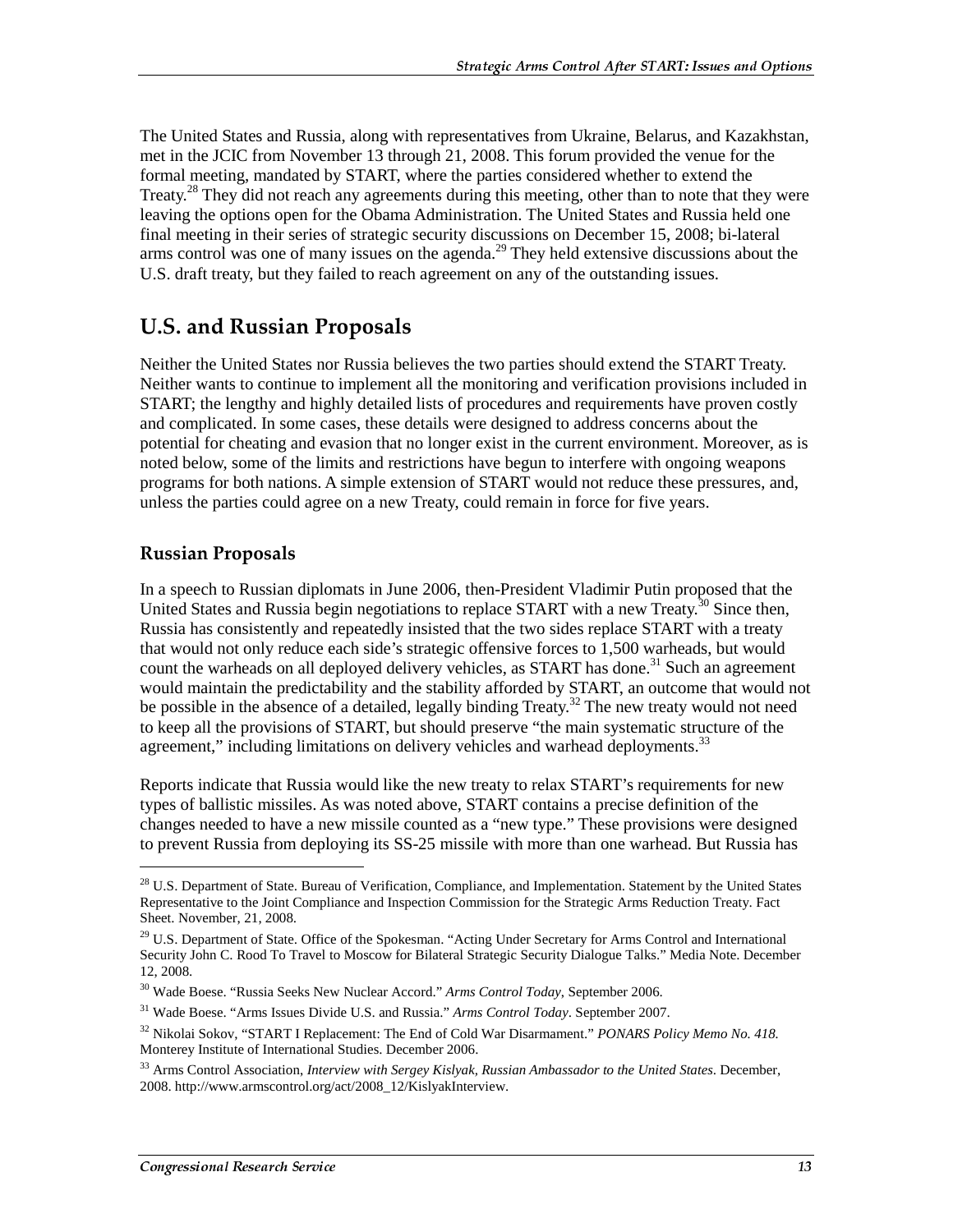The United States and Russia, along with representatives from Ukraine, Belarus, and Kazakhstan, met in the JCIC from November 13 through 21, 2008. This forum provided the venue for the formal meeting, mandated by START, where the parties considered whether to extend the Treaty.[28] They did not reach any agreements during this meeting, other than to note that they were leaving the options open for the Obama Administration. The United States and Russia held one final meeting in their series of strategic security discussions on December 15, 2008; bi-lateral arms control was one of many issues on the agenda.[29] They held extensive discussions about the U.S. draft treaty, but they failed to reach agreement on any of the outstanding issues.

## U.S. and Russian Proposals

Neither the United States nor Russia believes the two parties should extend the START Treaty. Neither wants to continue to implement all the monitoring and verification provisions included in START; the lengthy and highly detailed lists of procedures and requirements have proven costly and complicated. In some cases, these details were designed to address concerns about the potential for cheating and evasion that no longer exist in the current environment. Moreover, as is noted below, some of the limits and restrictions have begun to interfere with ongoing weapons programs for both nations. A simple extension of START would not reduce these pressures, and, unless the parties could agree on a new Treaty, could remain in force for five years.

### Russian Proposals

In a speech to Russian diplomats in June 2006, then-President Vladimir Putin proposed that the United States and Russia begin negotiations to replace START with a new Treaty.[30] Since then, Russia has consistently and repeatedly insisted that the two sides replace START with a treaty that would not only reduce each side's strategic offensive forces to 1,500 warheads, but would count the warheads on all deployed delivery vehicles, as START has done.[31] Such an agreement would maintain the predictability and the stability afforded by START, an outcome that would not be possible in the absence of a detailed, legally binding Treaty.[32] The new treaty would not need to keep all the provisions of START, but should preserve "the main systematic structure of the agreement," including limitations on delivery vehicles and warhead deployments.[33]

Reports indicate that Russia would like the new treaty to relax START's requirements for new types of ballistic missiles. As was noted above, START contains a precise definition of the changes needed to have a new missile counted as a "new type." These provisions were designed to prevent Russia from deploying its SS-25 missile with more than one warhead. But Russia has

---

[28] U.S. Department of State. Bureau of Verification, Compliance, and Implementation. Statement by the United States Representative to the Joint Compliance and Inspection Commission for the Strategic Arms Reduction Treaty. Fact Sheet. November, 21, 2008.

[29] U.S. Department of State. Office of the Spokesman. "Acting Under Secretary for Arms Control and International Security John C. Rood To Travel to Moscow for Bilateral Strategic Security Dialogue Talks." Media Note. December 12, 2008.

[30] Wade Boese. "Russia Seeks New Nuclear Accord." *Arms Control Today*, September 2006.

[31] Wade Boese. "Arms Issues Divide U.S. and Russia." *Arms Control Today*. September 2007.

[32] Nikolai Sokov, "START I Replacement: The End of Cold War Disarmament." *PONARS Policy Memo No. 418.* Monterey Institute of International Studies. December 2006.

[33] Arms Control Association, *Interview with Sergey Kislyak, Russian Ambassador to the United States*. December, 2008. http://www.armscontrol.org/act/2008_12/KislyakInterview.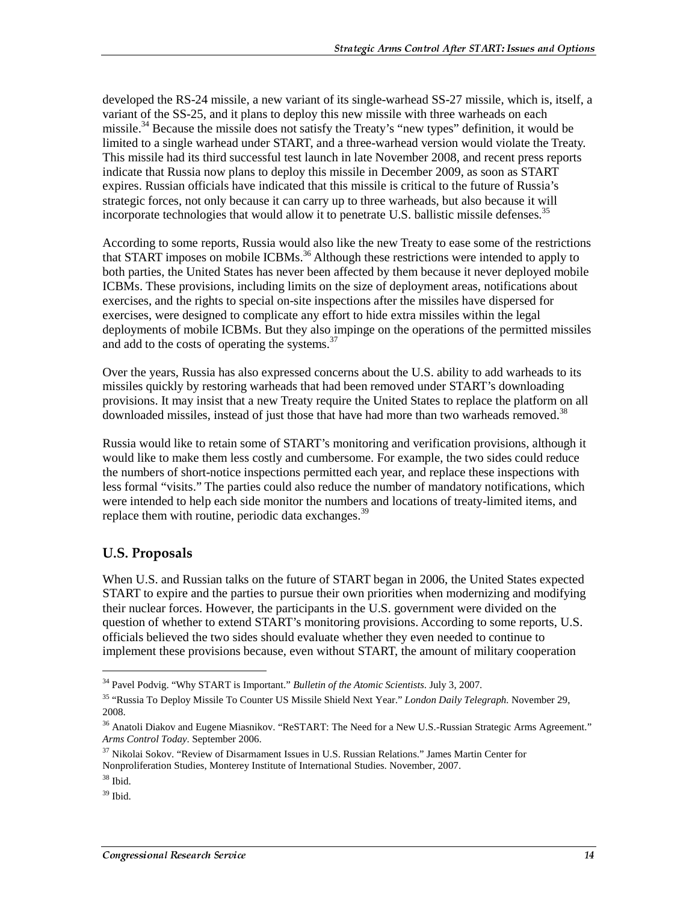developed the RS-24 missile, a new variant of its single-warhead SS-27 missile, which is, itself, a variant of the SS-25, and it plans to deploy this new missile with three warheads on each missile.[34] Because the missile does not satisfy the Treaty's "new types" definition, it would be limited to a single warhead under START, and a three-warhead version would violate the Treaty. This missile had its third successful test launch in late November 2008, and recent press reports indicate that Russia now plans to deploy this missile in December 2009, as soon as START expires. Russian officials have indicated that this missile is critical to the future of Russia's strategic forces, not only because it can carry up to three warheads, but also because it will incorporate technologies that would allow it to penetrate U.S. ballistic missile defenses.[35]

According to some reports, Russia would also like the new Treaty to ease some of the restrictions that START imposes on mobile ICBMs.[36] Although these restrictions were intended to apply to both parties, the United States has never been affected by them because it never deployed mobile ICBMs. These provisions, including limits on the size of deployment areas, notifications about exercises, and the rights to special on-site inspections after the missiles have dispersed for exercises, were designed to complicate any effort to hide extra missiles within the legal deployments of mobile ICBMs. But they also impinge on the operations of the permitted missiles and add to the costs of operating the systems.[37]

Over the years, Russia has also expressed concerns about the U.S. ability to add warheads to its missiles quickly by restoring warheads that had been removed under START's downloading provisions. It may insist that a new Treaty require the United States to replace the platform on all downloaded missiles, instead of just those that have had more than two warheads removed.[38]

Russia would like to retain some of START's monitoring and verification provisions, although it would like to make them less costly and cumbersome. For example, the two sides could reduce the numbers of short-notice inspections permitted each year, and replace these inspections with less formal "visits." The parties could also reduce the number of mandatory notifications, which were intended to help each side monitor the numbers and locations of treaty-limited items, and replace them with routine, periodic data exchanges.[39]

## U.S. Proposals

When U.S. and Russian talks on the future of START began in 2006, the United States expected START to expire and the parties to pursue their own priorities when modernizing and modifying their nuclear forces. However, the participants in the U.S. government were divided on the question of whether to extend START's monitoring provisions. According to some reports, U.S. officials believed the two sides should evaluate whether they even needed to continue to implement these provisions because, even without START, the amount of military cooperation

---

[34] Pavel Podvig. "Why START is Important." *Bulletin of the Atomic Scientists*. July 3, 2007.

[35] "Russia To Deploy Missile To Counter US Missile Shield Next Year." *London Daily Telegraph.* November 29, 2008.

[36] Anatoli Diakov and Eugene Miasnikov. "ReSTART: The Need for a New U.S.-Russian Strategic Arms Agreement." *Arms Control Today*. September 2006.

[37] Nikolai Sokov. "Review of Disarmament Issues in U.S. Russian Relations." James Martin Center for Nonproliferation Studies, Monterey Institute of International Studies. November, 2007.

[38] Ibid.

[39] Ibid.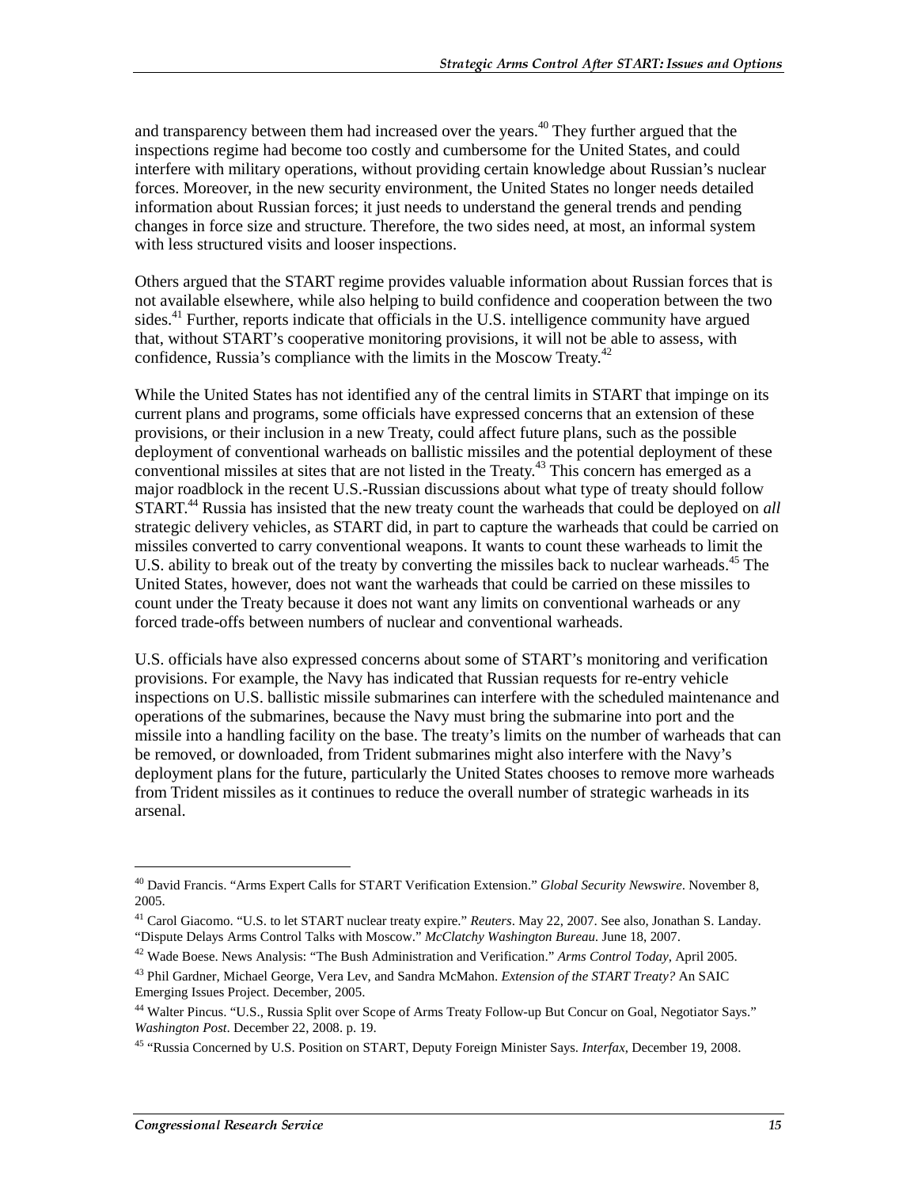and transparency between them had increased over the years.[40] They further argued that the inspections regime had become too costly and cumbersome for the United States, and could interfere with military operations, without providing certain knowledge about Russian's nuclear forces. Moreover, in the new security environment, the United States no longer needs detailed information about Russian forces; it just needs to understand the general trends and pending changes in force size and structure. Therefore, the two sides need, at most, an informal system with less structured visits and looser inspections.

Others argued that the START regime provides valuable information about Russian forces that is not available elsewhere, while also helping to build confidence and cooperation between the two sides.[41] Further, reports indicate that officials in the U.S. intelligence community have argued that, without START's cooperative monitoring provisions, it will not be able to assess, with confidence, Russia's compliance with the limits in the Moscow Treaty.[42]

While the United States has not identified any of the central limits in START that impinge on its current plans and programs, some officials have expressed concerns that an extension of these provisions, or their inclusion in a new Treaty, could affect future plans, such as the possible deployment of conventional warheads on ballistic missiles and the potential deployment of these conventional missiles at sites that are not listed in the Treaty.[43] This concern has emerged as a major roadblock in the recent U.S.-Russian discussions about what type of treaty should follow START.[44] Russia has insisted that the new treaty count the warheads that could be deployed on *all* strategic delivery vehicles, as START did, in part to capture the warheads that could be carried on missiles converted to carry conventional weapons. It wants to count these warheads to limit the U.S. ability to break out of the treaty by converting the missiles back to nuclear warheads.[45] The United States, however, does not want the warheads that could be carried on these missiles to count under the Treaty because it does not want any limits on conventional warheads or any forced trade-offs between numbers of nuclear and conventional warheads.

U.S. officials have also expressed concerns about some of START's monitoring and verification provisions. For example, the Navy has indicated that Russian requests for re-entry vehicle inspections on U.S. ballistic missile submarines can interfere with the scheduled maintenance and operations of the submarines, because the Navy must bring the submarine into port and the missile into a handling facility on the base. The treaty's limits on the number of warheads that can be removed, or downloaded, from Trident submarines might also interfere with the Navy's deployment plans for the future, particularly the United States chooses to remove more warheads from Trident missiles as it continues to reduce the overall number of strategic warheads in its arsenal.

---

[40] David Francis. "Arms Expert Calls for START Verification Extension." *Global Security Newswire*. November 8, 2005.

[41] Carol Giacomo. "U.S. to let START nuclear treaty expire." *Reuters*. May 22, 2007. See also, Jonathan S. Landay. "Dispute Delays Arms Control Talks with Moscow." *McClatchy Washington Bureau*. June 18, 2007.

[42] Wade Boese. News Analysis: "The Bush Administration and Verification." *Arms Control Today*, April 2005.

[43] Phil Gardner, Michael George, Vera Lev, and Sandra McMahon. *Extension of the START Treaty?* An SAIC Emerging Issues Project. December, 2005.

[44] Walter Pincus. "U.S., Russia Split over Scope of Arms Treaty Follow-up But Concur on Goal, Negotiator Says." *Washington Post*. December 22, 2008. p. 19.

[45] "Russia Concerned by U.S. Position on START, Deputy Foreign Minister Says. *Interfax*, December 19, 2008.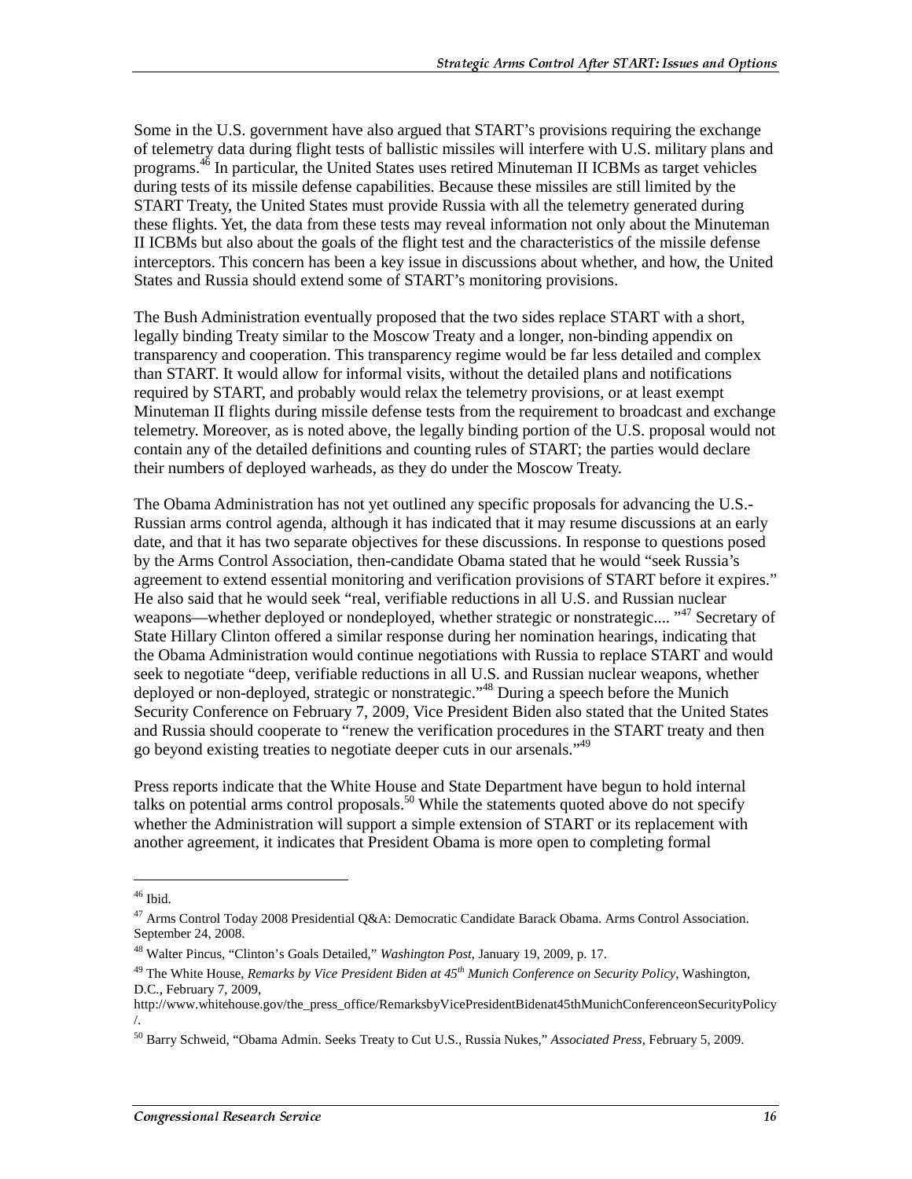Some in the U.S. government have also argued that START's provisions requiring the exchange of telemetry data during flight tests of ballistic missiles will interfere with U.S. military plans and programs.[46] In particular, the United States uses retired Minuteman II ICBMs as target vehicles during tests of its missile defense capabilities. Because these missiles are still limited by the START Treaty, the United States must provide Russia with all the telemetry generated during these flights. Yet, the data from these tests may reveal information not only about the Minuteman II ICBMs but also about the goals of the flight test and the characteristics of the missile defense interceptors. This concern has been a key issue in discussions about whether, and how, the United States and Russia should extend some of START's monitoring provisions.

The Bush Administration eventually proposed that the two sides replace START with a short, legally binding Treaty similar to the Moscow Treaty and a longer, non-binding appendix on transparency and cooperation. This transparency regime would be far less detailed and complex than START. It would allow for informal visits, without the detailed plans and notifications required by START, and probably would relax the telemetry provisions, or at least exempt Minuteman II flights during missile defense tests from the requirement to broadcast and exchange telemetry. Moreover, as is noted above, the legally binding portion of the U.S. proposal would not contain any of the detailed definitions and counting rules of START; the parties would declare their numbers of deployed warheads, as they do under the Moscow Treaty.

The Obama Administration has not yet outlined any specific proposals for advancing the U.S.-Russian arms control agenda, although it has indicated that it may resume discussions at an early date, and that it has two separate objectives for these discussions. In response to questions posed by the Arms Control Association, then-candidate Obama stated that he would "seek Russia's agreement to extend essential monitoring and verification provisions of START before it expires." He also said that he would seek "real, verifiable reductions in all U.S. and Russian nuclear weapons—whether deployed or nondeployed, whether strategic or nonstrategic.... "[47] Secretary of State Hillary Clinton offered a similar response during her nomination hearings, indicating that the Obama Administration would continue negotiations with Russia to replace START and would seek to negotiate "deep, verifiable reductions in all U.S. and Russian nuclear weapons, whether deployed or non-deployed, strategic or nonstrategic."[48] During a speech before the Munich Security Conference on February 7, 2009, Vice President Biden also stated that the United States and Russia should cooperate to "renew the verification procedures in the START treaty and then go beyond existing treaties to negotiate deeper cuts in our arsenals."[49]

Press reports indicate that the White House and State Department have begun to hold internal talks on potential arms control proposals.[50] While the statements quoted above do not specify whether the Administration will support a simple extension of START or its replacement with another agreement, it indicates that President Obama is more open to completing formal

---

[46] Ibid.

[47] Arms Control Today 2008 Presidential Q&A: Democratic Candidate Barack Obama. Arms Control Association. September 24, 2008.

[48] Walter Pincus, "Clinton's Goals Detailed," *Washington Post*, January 19, 2009, p. 17.

[49] The White House, *Remarks by Vice President Biden at 45th Munich Conference on Security Policy*, Washington, D.C., February 7, 2009, http://www.whitehouse.gov/the_press_office/RemarksbyVicePresidentBidenat45thMunichConferenceonSecurityPolicy/.

[50] Barry Schweid, "Obama Admin. Seeks Treaty to Cut U.S., Russia Nukes," *Associated Press*, February 5, 2009.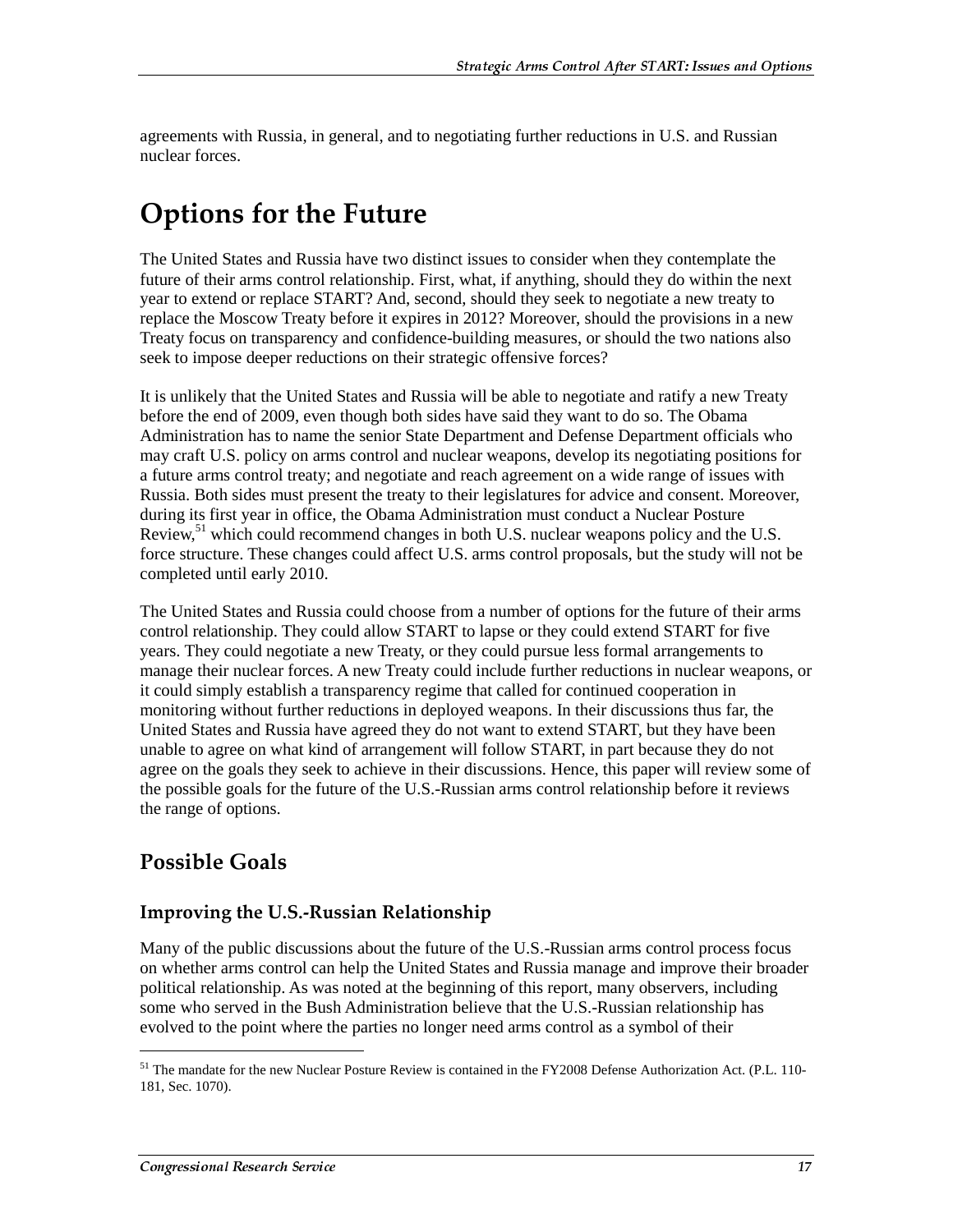agreements with Russia, in general, and to negotiating further reductions in U.S. and Russian nuclear forces.

# Options for the Future

The United States and Russia have two distinct issues to consider when they contemplate the future of their arms control relationship. First, what, if anything, should they do within the next year to extend or replace START? And, second, should they seek to negotiate a new treaty to replace the Moscow Treaty before it expires in 2012? Moreover, should the provisions in a new Treaty focus on transparency and confidence-building measures, or should the two nations also seek to impose deeper reductions on their strategic offensive forces?

It is unlikely that the United States and Russia will be able to negotiate and ratify a new Treaty before the end of 2009, even though both sides have said they want to do so. The Obama Administration has to name the senior State Department and Defense Department officials who may craft U.S. policy on arms control and nuclear weapons, develop its negotiating positions for a future arms control treaty; and negotiate and reach agreement on a wide range of issues with Russia. Both sides must present the treaty to their legislatures for advice and consent. Moreover, during its first year in office, the Obama Administration must conduct a Nuclear Posture Review,[51] which could recommend changes in both U.S. nuclear weapons policy and the U.S. force structure. These changes could affect U.S. arms control proposals, but the study will not be completed until early 2010.

The United States and Russia could choose from a number of options for the future of their arms control relationship. They could allow START to lapse or they could extend START for five years. They could negotiate a new Treaty, or they could pursue less formal arrangements to manage their nuclear forces. A new Treaty could include further reductions in nuclear weapons, or it could simply establish a transparency regime that called for continued cooperation in monitoring without further reductions in deployed weapons. In their discussions thus far, the United States and Russia have agreed they do not want to extend START, but they have been unable to agree on what kind of arrangement will follow START, in part because they do not agree on the goals they seek to achieve in their discussions. Hence, this paper will review some of the possible goals for the future of the U.S.-Russian arms control relationship before it reviews the range of options.

## Possible Goals

### Improving the U.S.-Russian Relationship

Many of the public discussions about the future of the U.S.-Russian arms control process focus on whether arms control can help the United States and Russia manage and improve their broader political relationship. As was noted at the beginning of this report, many observers, including some who served in the Bush Administration believe that the U.S.-Russian relationship has evolved to the point where the parties no longer need arms control as a symbol of their

---

[51] The mandate for the new Nuclear Posture Review is contained in the FY2008 Defense Authorization Act. (P.L. 110-181, Sec. 1070).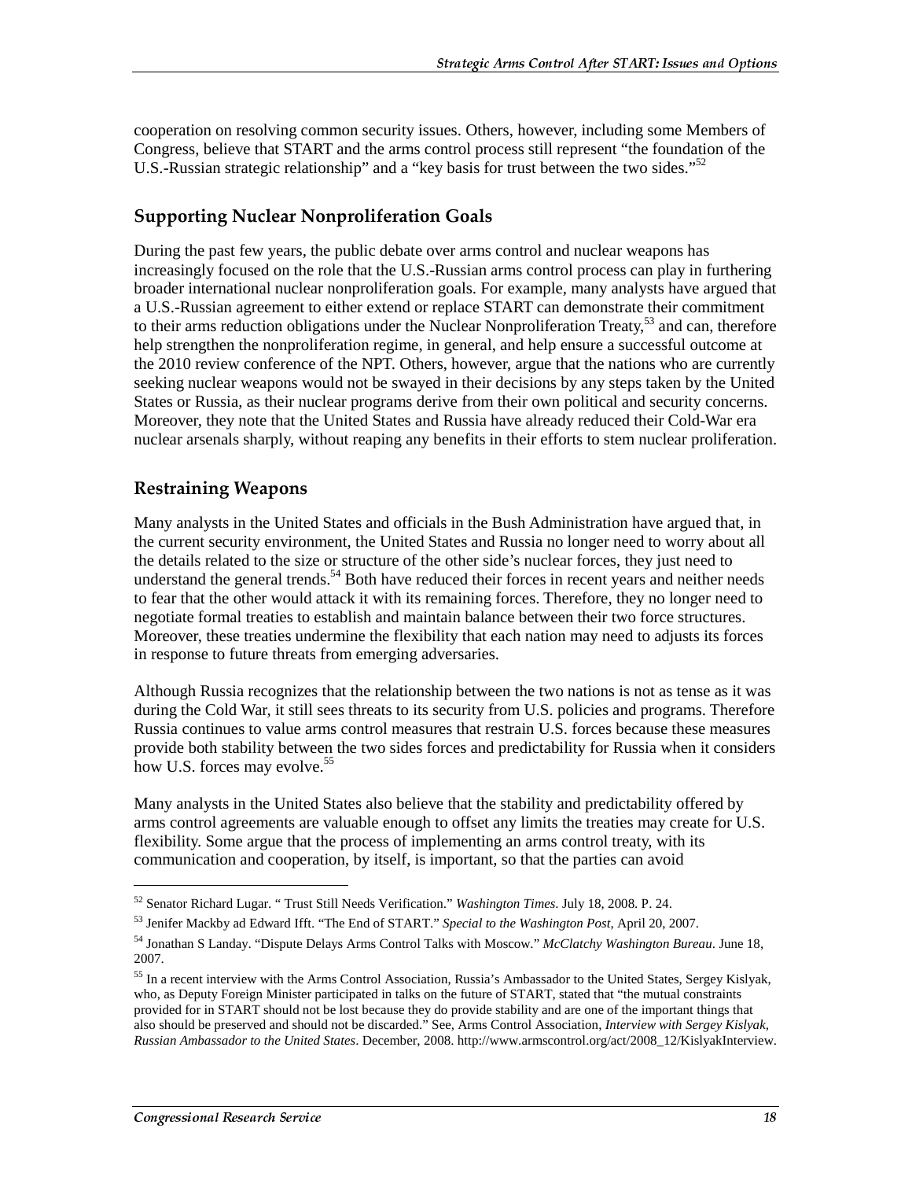cooperation on resolving common security issues. Others, however, including some Members of Congress, believe that START and the arms control process still represent "the foundation of the U.S.-Russian strategic relationship" and a "key basis for trust between the two sides."[52]

## Supporting Nuclear Nonproliferation Goals

During the past few years, the public debate over arms control and nuclear weapons has increasingly focused on the role that the U.S.-Russian arms control process can play in furthering broader international nuclear nonproliferation goals. For example, many analysts have argued that a U.S.-Russian agreement to either extend or replace START can demonstrate their commitment to their arms reduction obligations under the Nuclear Nonproliferation Treaty,[53] and can, therefore help strengthen the nonproliferation regime, in general, and help ensure a successful outcome at the 2010 review conference of the NPT. Others, however, argue that the nations who are currently seeking nuclear weapons would not be swayed in their decisions by any steps taken by the United States or Russia, as their nuclear programs derive from their own political and security concerns. Moreover, they note that the United States and Russia have already reduced their Cold-War era nuclear arsenals sharply, without reaping any benefits in their efforts to stem nuclear proliferation.

## Restraining Weapons

Many analysts in the United States and officials in the Bush Administration have argued that, in the current security environment, the United States and Russia no longer need to worry about all the details related to the size or structure of the other side's nuclear forces, they just need to understand the general trends.[54] Both have reduced their forces in recent years and neither needs to fear that the other would attack it with its remaining forces. Therefore, they no longer need to negotiate formal treaties to establish and maintain balance between their two force structures. Moreover, these treaties undermine the flexibility that each nation may need to adjusts its forces in response to future threats from emerging adversaries.

Although Russia recognizes that the relationship between the two nations is not as tense as it was during the Cold War, it still sees threats to its security from U.S. policies and programs. Therefore Russia continues to value arms control measures that restrain U.S. forces because these measures provide both stability between the two sides forces and predictability for Russia when it considers how U.S. forces may evolve.[55]

Many analysts in the United States also believe that the stability and predictability offered by arms control agreements are valuable enough to offset any limits the treaties may create for U.S. flexibility. Some argue that the process of implementing an arms control treaty, with its communication and cooperation, by itself, is important, so that the parties can avoid

---

[52] Senator Richard Lugar. " Trust Still Needs Verification." *Washington Times*. July 18, 2008. P. 24.

[53] Jenifer Mackby ad Edward Ifft. "The End of START." *Special to the Washington Post*, April 20, 2007.

[54] Jonathan S Landay. "Dispute Delays Arms Control Talks with Moscow." *McClatchy Washington Bureau*. June 18, 2007.

[55] In a recent interview with the Arms Control Association, Russia's Ambassador to the United States, Sergey Kislyak, who, as Deputy Foreign Minister participated in talks on the future of START, stated that "the mutual constraints provided for in START should not be lost because they do provide stability and are one of the important things that also should be preserved and should not be discarded." See, Arms Control Association, *Interview with Sergey Kislyak, Russian Ambassador to the United States*. December, 2008. http://www.armscontrol.org/act/2008_12/KislyakInterview.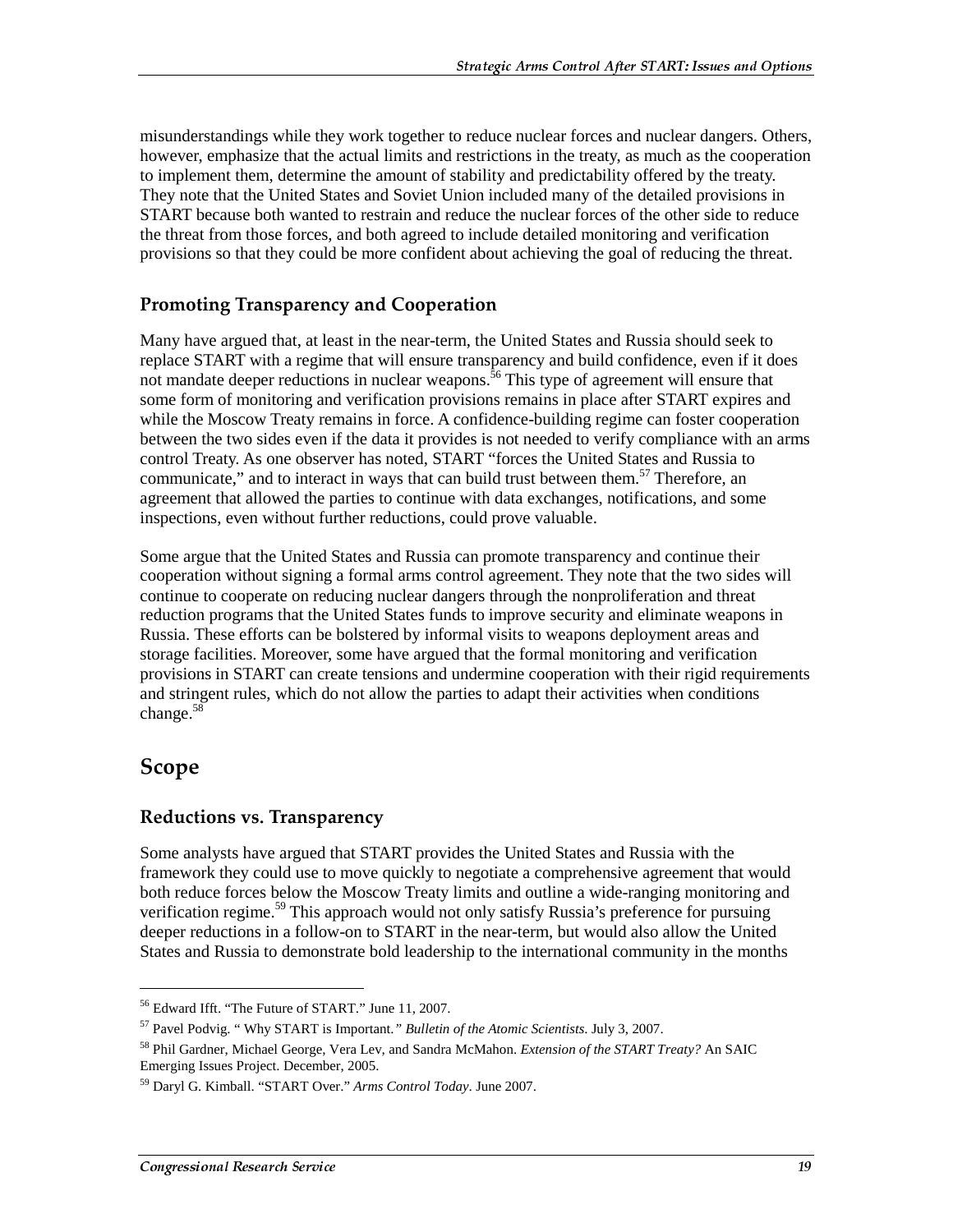misunderstandings while they work together to reduce nuclear forces and nuclear dangers. Others, however, emphasize that the actual limits and restrictions in the treaty, as much as the cooperation to implement them, determine the amount of stability and predictability offered by the treaty. They note that the United States and Soviet Union included many of the detailed provisions in START because both wanted to restrain and reduce the nuclear forces of the other side to reduce the threat from those forces, and both agreed to include detailed monitoring and verification provisions so that they could be more confident about achieving the goal of reducing the threat.

### Promoting Transparency and Cooperation

Many have argued that, at least in the near-term, the United States and Russia should seek to replace START with a regime that will ensure transparency and build confidence, even if it does not mandate deeper reductions in nuclear weapons.[56] This type of agreement will ensure that some form of monitoring and verification provisions remains in place after START expires and while the Moscow Treaty remains in force. A confidence-building regime can foster cooperation between the two sides even if the data it provides is not needed to verify compliance with an arms control Treaty. As one observer has noted, START "forces the United States and Russia to communicate," and to interact in ways that can build trust between them.[57] Therefore, an agreement that allowed the parties to continue with data exchanges, notifications, and some inspections, even without further reductions, could prove valuable.

Some argue that the United States and Russia can promote transparency and continue their cooperation without signing a formal arms control agreement. They note that the two sides will continue to cooperate on reducing nuclear dangers through the nonproliferation and threat reduction programs that the United States funds to improve security and eliminate weapons in Russia. These efforts can be bolstered by informal visits to weapons deployment areas and storage facilities. Moreover, some have argued that the formal monitoring and verification provisions in START can create tensions and undermine cooperation with their rigid requirements and stringent rules, which do not allow the parties to adapt their activities when conditions change.[58]

## Scope

### Reductions vs. Transparency

Some analysts have argued that START provides the United States and Russia with the framework they could use to move quickly to negotiate a comprehensive agreement that would both reduce forces below the Moscow Treaty limits and outline a wide-ranging monitoring and verification regime.[59] This approach would not only satisfy Russia's preference for pursuing deeper reductions in a follow-on to START in the near-term, but would also allow the United States and Russia to demonstrate bold leadership to the international community in the months

---

[56] Edward Ifft. "The Future of START." June 11, 2007.

[57] Pavel Podvig. " Why START is Important*." Bulletin of the Atomic Scientists*. July 3, 2007.

[58] Phil Gardner, Michael George, Vera Lev, and Sandra McMahon. *Extension of the START Treaty?* An SAIC Emerging Issues Project. December, 2005.

[59] Daryl G. Kimball. "START Over." *Arms Control Today*. June 2007.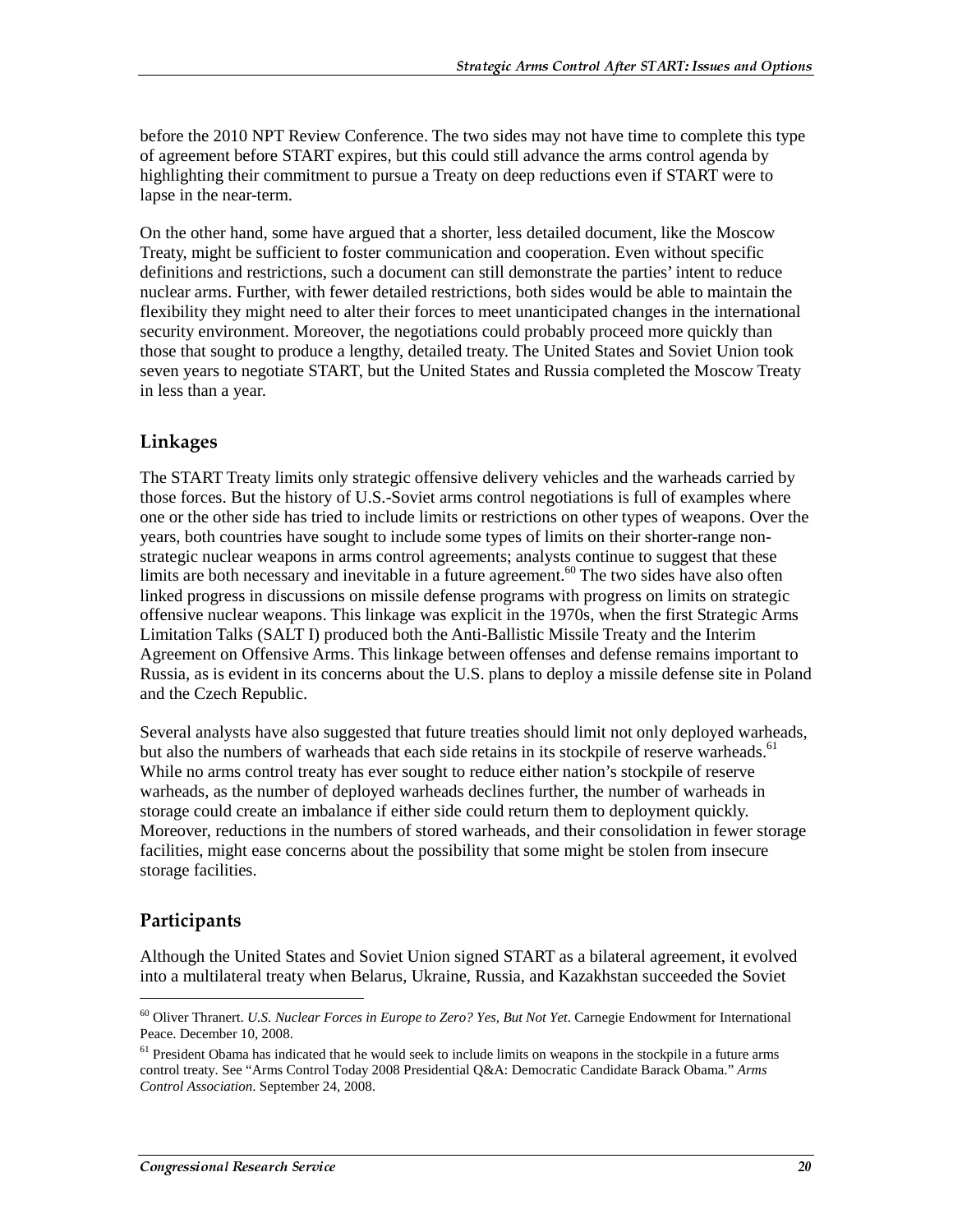before the 2010 NPT Review Conference. The two sides may not have time to complete this type of agreement before START expires, but this could still advance the arms control agenda by highlighting their commitment to pursue a Treaty on deep reductions even if START were to lapse in the near-term.

On the other hand, some have argued that a shorter, less detailed document, like the Moscow Treaty, might be sufficient to foster communication and cooperation. Even without specific definitions and restrictions, such a document can still demonstrate the parties' intent to reduce nuclear arms. Further, with fewer detailed restrictions, both sides would be able to maintain the flexibility they might need to alter their forces to meet unanticipated changes in the international security environment. Moreover, the negotiations could probably proceed more quickly than those that sought to produce a lengthy, detailed treaty. The United States and Soviet Union took seven years to negotiate START, but the United States and Russia completed the Moscow Treaty in less than a year.

## Linkages

The START Treaty limits only strategic offensive delivery vehicles and the warheads carried by those forces. But the history of U.S.-Soviet arms control negotiations is full of examples where one or the other side has tried to include limits or restrictions on other types of weapons. Over the years, both countries have sought to include some types of limits on their shorter-range non-strategic nuclear weapons in arms control agreements; analysts continue to suggest that these limits are both necessary and inevitable in a future agreement.[60] The two sides have also often linked progress in discussions on missile defense programs with progress on limits on strategic offensive nuclear weapons. This linkage was explicit in the 1970s, when the first Strategic Arms Limitation Talks (SALT I) produced both the Anti-Ballistic Missile Treaty and the Interim Agreement on Offensive Arms. This linkage between offenses and defense remains important to Russia, as is evident in its concerns about the U.S. plans to deploy a missile defense site in Poland and the Czech Republic.

Several analysts have also suggested that future treaties should limit not only deployed warheads, but also the numbers of warheads that each side retains in its stockpile of reserve warheads.[61] While no arms control treaty has ever sought to reduce either nation's stockpile of reserve warheads, as the number of deployed warheads declines further, the number of warheads in storage could create an imbalance if either side could return them to deployment quickly. Moreover, reductions in the numbers of stored warheads, and their consolidation in fewer storage facilities, might ease concerns about the possibility that some might be stolen from insecure storage facilities.

## Participants

Although the United States and Soviet Union signed START as a bilateral agreement, it evolved into a multilateral treaty when Belarus, Ukraine, Russia, and Kazakhstan succeeded the Soviet

---

[60] Oliver Thranert. *U.S. Nuclear Forces in Europe to Zero? Yes, But Not Yet*. Carnegie Endowment for International Peace. December 10, 2008.

[61] President Obama has indicated that he would seek to include limits on weapons in the stockpile in a future arms control treaty. See "Arms Control Today 2008 Presidential Q&A: Democratic Candidate Barack Obama." *Arms Control Association*. September 24, 2008.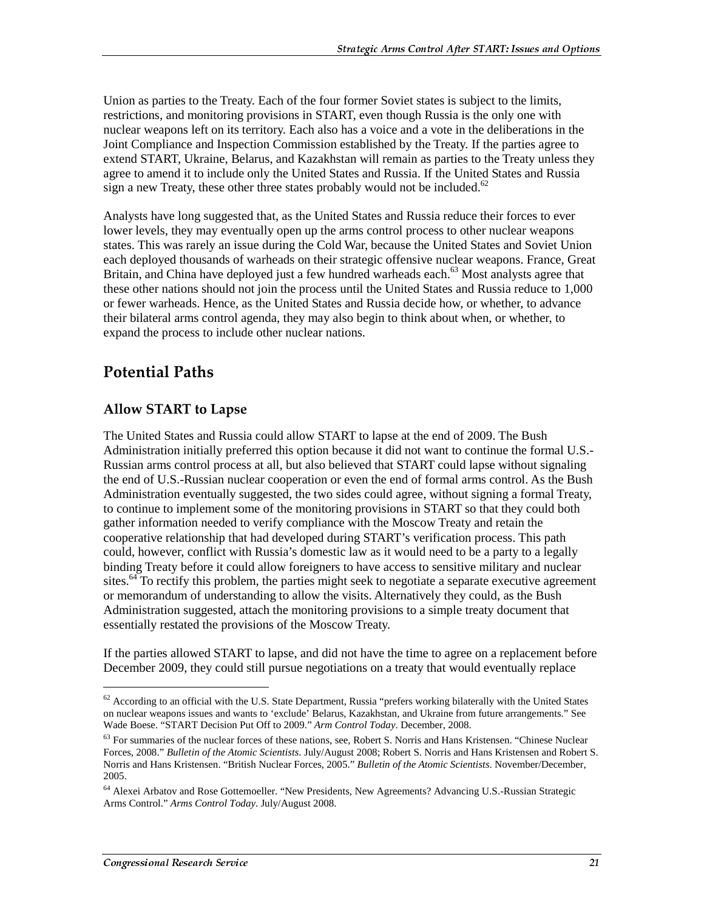Union as parties to the Treaty. Each of the four former Soviet states is subject to the limits, restrictions, and monitoring provisions in START, even though Russia is the only one with nuclear weapons left on its territory. Each also has a voice and a vote in the deliberations in the Joint Compliance and Inspection Commission established by the Treaty. If the parties agree to extend START, Ukraine, Belarus, and Kazakhstan will remain as parties to the Treaty unless they agree to amend it to include only the United States and Russia. If the United States and Russia sign a new Treaty, these other three states probably would not be included.[62]

Analysts have long suggested that, as the United States and Russia reduce their forces to ever lower levels, they may eventually open up the arms control process to other nuclear weapons states. This was rarely an issue during the Cold War, because the United States and Soviet Union each deployed thousands of warheads on their strategic offensive nuclear weapons. France, Great Britain, and China have deployed just a few hundred warheads each.[63] Most analysts agree that these other nations should not join the process until the United States and Russia reduce to 1,000 or fewer warheads. Hence, as the United States and Russia decide how, or whether, to advance their bilateral arms control agenda, they may also begin to think about when, or whether, to expand the process to include other nuclear nations.

## Potential Paths

### Allow START to Lapse

The United States and Russia could allow START to lapse at the end of 2009. The Bush Administration initially preferred this option because it did not want to continue the formal U.S.-Russian arms control process at all, but also believed that START could lapse without signaling the end of U.S.-Russian nuclear cooperation or even the end of formal arms control. As the Bush Administration eventually suggested, the two sides could agree, without signing a formal Treaty, to continue to implement some of the monitoring provisions in START so that they could both gather information needed to verify compliance with the Moscow Treaty and retain the cooperative relationship that had developed during START's verification process. This path could, however, conflict with Russia's domestic law as it would need to be a party to a legally binding Treaty before it could allow foreigners to have access to sensitive military and nuclear sites.[64] To rectify this problem, the parties might seek to negotiate a separate executive agreement or memorandum of understanding to allow the visits. Alternatively they could, as the Bush Administration suggested, attach the monitoring provisions to a simple treaty document that essentially restated the provisions of the Moscow Treaty.

If the parties allowed START to lapse, and did not have the time to agree on a replacement before December 2009, they could still pursue negotiations on a treaty that would eventually replace

---

[62] According to an official with the U.S. State Department, Russia "prefers working bilaterally with the United States on nuclear weapons issues and wants to 'exclude' Belarus, Kazakhstan, and Ukraine from future arrangements." See Wade Boese. "START Decision Put Off to 2009." *Arm Control Today*. December, 2008.

[63] For summaries of the nuclear forces of these nations, see, Robert S. Norris and Hans Kristensen. "Chinese Nuclear Forces, 2008." *Bulletin of the Atomic Scientists*. July/August 2008; Robert S. Norris and Hans Kristensen and Robert S. Norris and Hans Kristensen. "British Nuclear Forces, 2005." *Bulletin of the Atomic Scientists*. November/December, 2005.

[64] Alexei Arbatov and Rose Gottemoeller. "New Presidents, New Agreements? Advancing U.S.-Russian Strategic Arms Control." *Arms Control Today*. July/August 2008.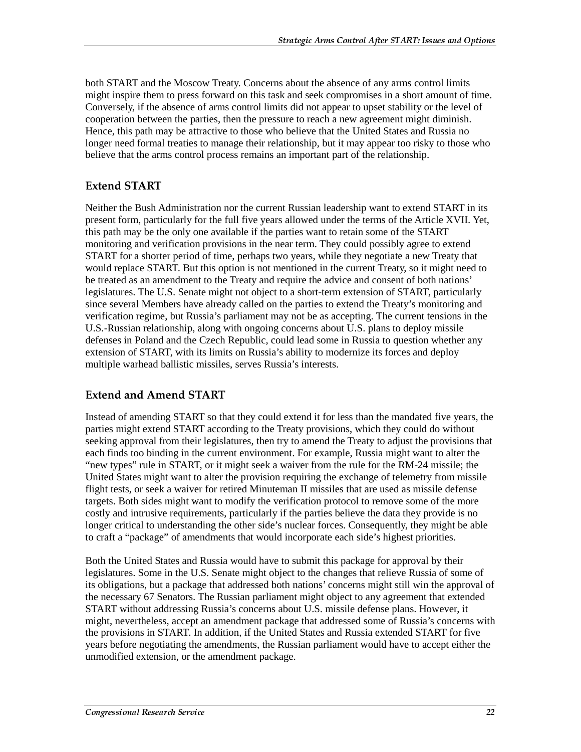both START and the Moscow Treaty. Concerns about the absence of any arms control limits might inspire them to press forward on this task and seek compromises in a short amount of time. Conversely, if the absence of arms control limits did not appear to upset stability or the level of cooperation between the parties, then the pressure to reach a new agreement might diminish. Hence, this path may be attractive to those who believe that the United States and Russia no longer need formal treaties to manage their relationship, but it may appear too risky to those who believe that the arms control process remains an important part of the relationship.

### Extend START

Neither the Bush Administration nor the current Russian leadership want to extend START in its present form, particularly for the full five years allowed under the terms of the Article XVII. Yet, this path may be the only one available if the parties want to retain some of the START monitoring and verification provisions in the near term. They could possibly agree to extend START for a shorter period of time, perhaps two years, while they negotiate a new Treaty that would replace START. But this option is not mentioned in the current Treaty, so it might need to be treated as an amendment to the Treaty and require the advice and consent of both nations' legislatures. The U.S. Senate might not object to a short-term extension of START, particularly since several Members have already called on the parties to extend the Treaty's monitoring and verification regime, but Russia's parliament may not be as accepting. The current tensions in the U.S.-Russian relationship, along with ongoing concerns about U.S. plans to deploy missile defenses in Poland and the Czech Republic, could lead some in Russia to question whether any extension of START, with its limits on Russia's ability to modernize its forces and deploy multiple warhead ballistic missiles, serves Russia's interests.

### Extend and Amend START

Instead of amending START so that they could extend it for less than the mandated five years, the parties might extend START according to the Treaty provisions, which they could do without seeking approval from their legislatures, then try to amend the Treaty to adjust the provisions that each finds too binding in the current environment. For example, Russia might want to alter the "new types" rule in START, or it might seek a waiver from the rule for the RM-24 missile; the United States might want to alter the provision requiring the exchange of telemetry from missile flight tests, or seek a waiver for retired Minuteman II missiles that are used as missile defense targets. Both sides might want to modify the verification protocol to remove some of the more costly and intrusive requirements, particularly if the parties believe the data they provide is no longer critical to understanding the other side's nuclear forces. Consequently, they might be able to craft a "package" of amendments that would incorporate each side's highest priorities.

Both the United States and Russia would have to submit this package for approval by their legislatures. Some in the U.S. Senate might object to the changes that relieve Russia of some of its obligations, but a package that addressed both nations' concerns might still win the approval of the necessary 67 Senators. The Russian parliament might object to any agreement that extended START without addressing Russia's concerns about U.S. missile defense plans. However, it might, nevertheless, accept an amendment package that addressed some of Russia's concerns with the provisions in START. In addition, if the United States and Russia extended START for five years before negotiating the amendments, the Russian parliament would have to accept either the unmodified extension, or the amendment package.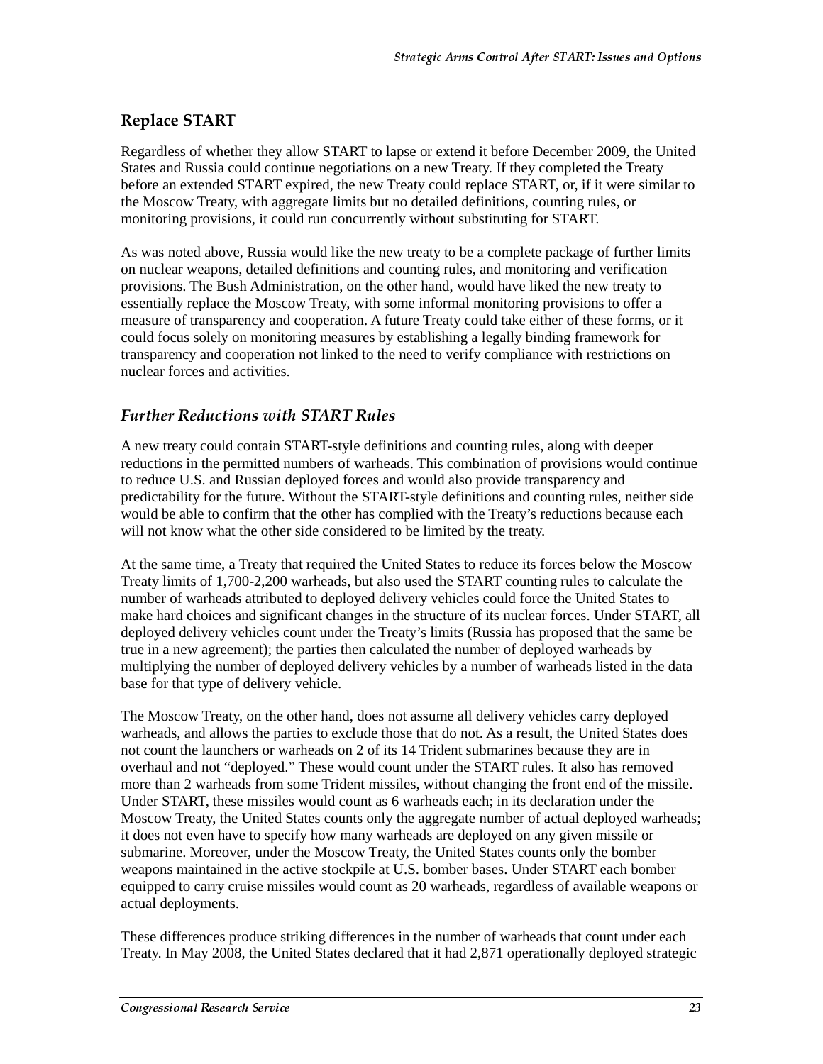## Replace START

Regardless of whether they allow START to lapse or extend it before December 2009, the United States and Russia could continue negotiations on a new Treaty. If they completed the Treaty before an extended START expired, the new Treaty could replace START, or, if it were similar to the Moscow Treaty, with aggregate limits but no detailed definitions, counting rules, or monitoring provisions, it could run concurrently without substituting for START.

As was noted above, Russia would like the new treaty to be a complete package of further limits on nuclear weapons, detailed definitions and counting rules, and monitoring and verification provisions. The Bush Administration, on the other hand, would have liked the new treaty to essentially replace the Moscow Treaty, with some informal monitoring provisions to offer a measure of transparency and cooperation. A future Treaty could take either of these forms, or it could focus solely on monitoring measures by establishing a legally binding framework for transparency and cooperation not linked to the need to verify compliance with restrictions on nuclear forces and activities.

### *Further Reductions with START Rules*

A new treaty could contain START-style definitions and counting rules, along with deeper reductions in the permitted numbers of warheads. This combination of provisions would continue to reduce U.S. and Russian deployed forces and would also provide transparency and predictability for the future. Without the START-style definitions and counting rules, neither side would be able to confirm that the other has complied with the Treaty's reductions because each will not know what the other side considered to be limited by the treaty.

At the same time, a Treaty that required the United States to reduce its forces below the Moscow Treaty limits of 1,700-2,200 warheads, but also used the START counting rules to calculate the number of warheads attributed to deployed delivery vehicles could force the United States to make hard choices and significant changes in the structure of its nuclear forces. Under START, all deployed delivery vehicles count under the Treaty's limits (Russia has proposed that the same be true in a new agreement); the parties then calculated the number of deployed warheads by multiplying the number of deployed delivery vehicles by a number of warheads listed in the data base for that type of delivery vehicle.

The Moscow Treaty, on the other hand, does not assume all delivery vehicles carry deployed warheads, and allows the parties to exclude those that do not. As a result, the United States does not count the launchers or warheads on 2 of its 14 Trident submarines because they are in overhaul and not "deployed." These would count under the START rules. It also has removed more than 2 warheads from some Trident missiles, without changing the front end of the missile. Under START, these missiles would count as 6 warheads each; in its declaration under the Moscow Treaty, the United States counts only the aggregate number of actual deployed warheads; it does not even have to specify how many warheads are deployed on any given missile or submarine. Moreover, under the Moscow Treaty, the United States counts only the bomber weapons maintained in the active stockpile at U.S. bomber bases. Under START each bomber equipped to carry cruise missiles would count as 20 warheads, regardless of available weapons or actual deployments.

These differences produce striking differences in the number of warheads that count under each Treaty. In May 2008, the United States declared that it had 2,871 operationally deployed strategic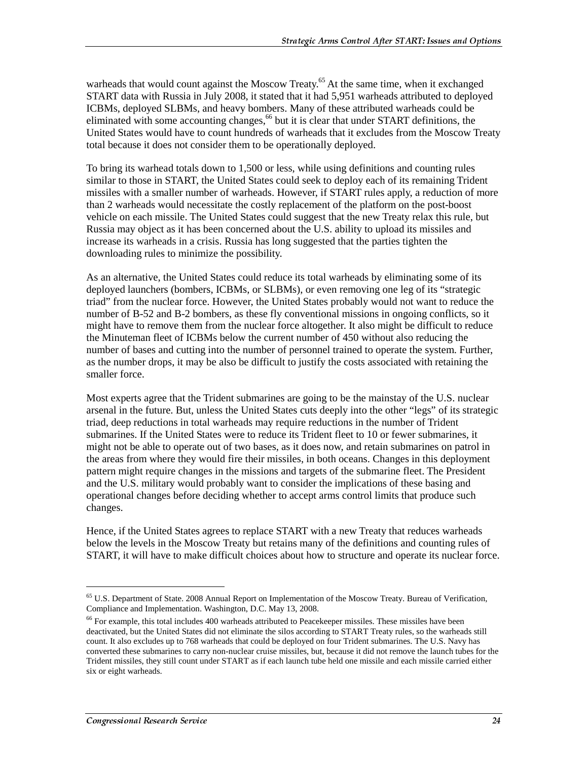warheads that would count against the Moscow Treaty.[65] At the same time, when it exchanged START data with Russia in July 2008, it stated that it had 5,951 warheads attributed to deployed ICBMs, deployed SLBMs, and heavy bombers. Many of these attributed warheads could be eliminated with some accounting changes,[66] but it is clear that under START definitions, the United States would have to count hundreds of warheads that it excludes from the Moscow Treaty total because it does not consider them to be operationally deployed.

To bring its warhead totals down to 1,500 or less, while using definitions and counting rules similar to those in START, the United States could seek to deploy each of its remaining Trident missiles with a smaller number of warheads. However, if START rules apply, a reduction of more than 2 warheads would necessitate the costly replacement of the platform on the post-boost vehicle on each missile. The United States could suggest that the new Treaty relax this rule, but Russia may object as it has been concerned about the U.S. ability to upload its missiles and increase its warheads in a crisis. Russia has long suggested that the parties tighten the downloading rules to minimize the possibility.

As an alternative, the United States could reduce its total warheads by eliminating some of its deployed launchers (bombers, ICBMs, or SLBMs), or even removing one leg of its "strategic triad" from the nuclear force. However, the United States probably would not want to reduce the number of B-52 and B-2 bombers, as these fly conventional missions in ongoing conflicts, so it might have to remove them from the nuclear force altogether. It also might be difficult to reduce the Minuteman fleet of ICBMs below the current number of 450 without also reducing the number of bases and cutting into the number of personnel trained to operate the system. Further, as the number drops, it may be also be difficult to justify the costs associated with retaining the smaller force.

Most experts agree that the Trident submarines are going to be the mainstay of the U.S. nuclear arsenal in the future. But, unless the United States cuts deeply into the other "legs" of its strategic triad, deep reductions in total warheads may require reductions in the number of Trident submarines. If the United States were to reduce its Trident fleet to 10 or fewer submarines, it might not be able to operate out of two bases, as it does now, and retain submarines on patrol in the areas from where they would fire their missiles, in both oceans. Changes in this deployment pattern might require changes in the missions and targets of the submarine fleet. The President and the U.S. military would probably want to consider the implications of these basing and operational changes before deciding whether to accept arms control limits that produce such changes.

Hence, if the United States agrees to replace START with a new Treaty that reduces warheads below the levels in the Moscow Treaty but retains many of the definitions and counting rules of START, it will have to make difficult choices about how to structure and operate its nuclear force.

---

[65] U.S. Department of State. 2008 Annual Report on Implementation of the Moscow Treaty. Bureau of Verification, Compliance and Implementation. Washington, D.C. May 13, 2008.

[66] For example, this total includes 400 warheads attributed to Peacekeeper missiles. These missiles have been deactivated, but the United States did not eliminate the silos according to START Treaty rules, so the warheads still count. It also excludes up to 768 warheads that could be deployed on four Trident submarines. The U.S. Navy has converted these submarines to carry non-nuclear cruise missiles, but, because it did not remove the launch tubes for the Trident missiles, they still count under START as if each launch tube held one missile and each missile carried either six or eight warheads.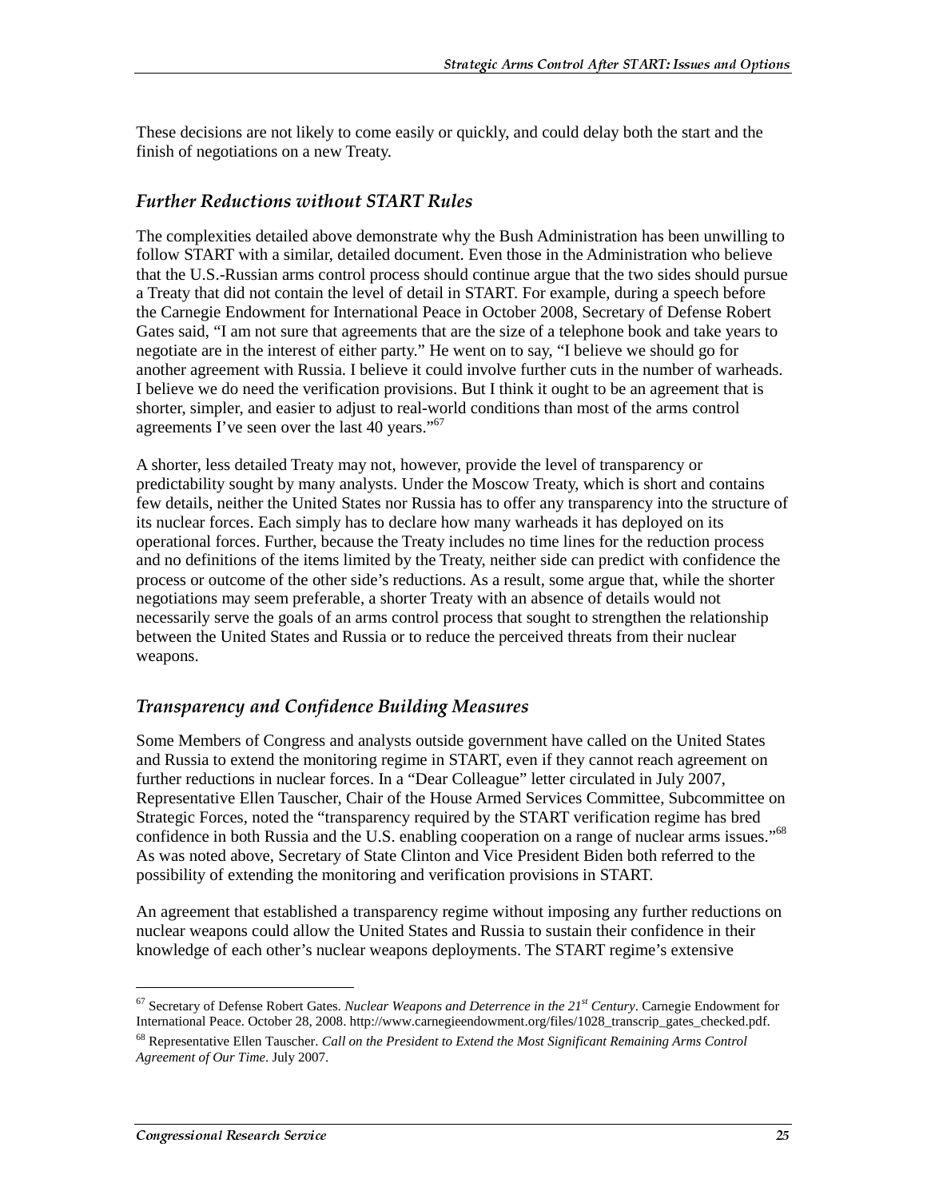These decisions are not likely to come easily or quickly, and could delay both the start and the finish of negotiations on a new Treaty.

### *Further Reductions without START Rules*

The complexities detailed above demonstrate why the Bush Administration has been unwilling to follow START with a similar, detailed document. Even those in the Administration who believe that the U.S.-Russian arms control process should continue argue that the two sides should pursue a Treaty that did not contain the level of detail in START. For example, during a speech before the Carnegie Endowment for International Peace in October 2008, Secretary of Defense Robert Gates said, "I am not sure that agreements that are the size of a telephone book and take years to negotiate are in the interest of either party." He went on to say, "I believe we should go for another agreement with Russia. I believe it could involve further cuts in the number of warheads. I believe we do need the verification provisions. But I think it ought to be an agreement that is shorter, simpler, and easier to adjust to real-world conditions than most of the arms control agreements I've seen over the last 40 years."[67]

A shorter, less detailed Treaty may not, however, provide the level of transparency or predictability sought by many analysts. Under the Moscow Treaty, which is short and contains few details, neither the United States nor Russia has to offer any transparency into the structure of its nuclear forces. Each simply has to declare how many warheads it has deployed on its operational forces. Further, because the Treaty includes no time lines for the reduction process and no definitions of the items limited by the Treaty, neither side can predict with confidence the process or outcome of the other side's reductions. As a result, some argue that, while the shorter negotiations may seem preferable, a shorter Treaty with an absence of details would not necessarily serve the goals of an arms control process that sought to strengthen the relationship between the United States and Russia or to reduce the perceived threats from their nuclear weapons.

### *Transparency and Confidence Building Measures*

Some Members of Congress and analysts outside government have called on the United States and Russia to extend the monitoring regime in START, even if they cannot reach agreement on further reductions in nuclear forces. In a "Dear Colleague" letter circulated in July 2007, Representative Ellen Tauscher, Chair of the House Armed Services Committee, Subcommittee on Strategic Forces, noted the "transparency required by the START verification regime has bred confidence in both Russia and the U.S. enabling cooperation on a range of nuclear arms issues."[68] As was noted above, Secretary of State Clinton and Vice President Biden both referred to the possibility of extending the monitoring and verification provisions in START.

An agreement that established a transparency regime without imposing any further reductions on nuclear weapons could allow the United States and Russia to sustain their confidence in their knowledge of each other's nuclear weapons deployments. The START regime's extensive

---

[67] Secretary of Defense Robert Gates. *Nuclear Weapons and Deterrence in the 21st Century*. Carnegie Endowment for International Peace. October 28, 2008. http://www.carnegieendowment.org/files/1028_transcrip_gates_checked.pdf.

[68] Representative Ellen Tauscher. *Call on the President to Extend the Most Significant Remaining Arms Control Agreement of Our Time*. July 2007.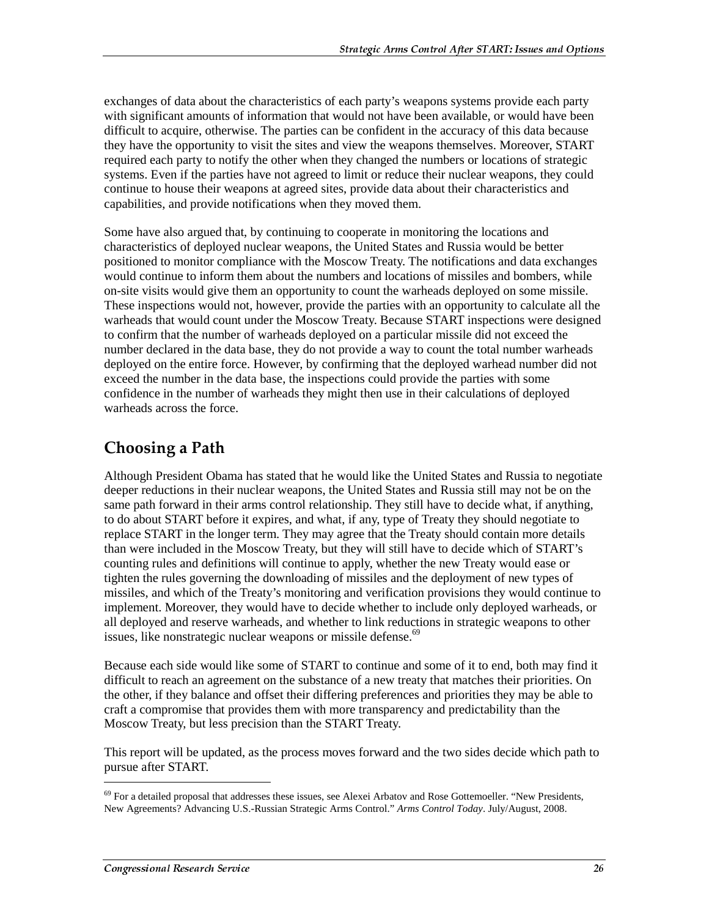exchanges of data about the characteristics of each party's weapons systems provide each party with significant amounts of information that would not have been available, or would have been difficult to acquire, otherwise. The parties can be confident in the accuracy of this data because they have the opportunity to visit the sites and view the weapons themselves. Moreover, START required each party to notify the other when they changed the numbers or locations of strategic systems. Even if the parties have not agreed to limit or reduce their nuclear weapons, they could continue to house their weapons at agreed sites, provide data about their characteristics and capabilities, and provide notifications when they moved them.

Some have also argued that, by continuing to cooperate in monitoring the locations and characteristics of deployed nuclear weapons, the United States and Russia would be better positioned to monitor compliance with the Moscow Treaty. The notifications and data exchanges would continue to inform them about the numbers and locations of missiles and bombers, while on-site visits would give them an opportunity to count the warheads deployed on some missile. These inspections would not, however, provide the parties with an opportunity to calculate all the warheads that would count under the Moscow Treaty. Because START inspections were designed to confirm that the number of warheads deployed on a particular missile did not exceed the number declared in the data base, they do not provide a way to count the total number warheads deployed on the entire force. However, by confirming that the deployed warhead number did not exceed the number in the data base, the inspections could provide the parties with some confidence in the number of warheads they might then use in their calculations of deployed warheads across the force.

## Choosing a Path

Although President Obama has stated that he would like the United States and Russia to negotiate deeper reductions in their nuclear weapons, the United States and Russia still may not be on the same path forward in their arms control relationship. They still have to decide what, if anything, to do about START before it expires, and what, if any, type of Treaty they should negotiate to replace START in the longer term. They may agree that the Treaty should contain more details than were included in the Moscow Treaty, but they will still have to decide which of START's counting rules and definitions will continue to apply, whether the new Treaty would ease or tighten the rules governing the downloading of missiles and the deployment of new types of missiles, and which of the Treaty's monitoring and verification provisions they would continue to implement. Moreover, they would have to decide whether to include only deployed warheads, or all deployed and reserve warheads, and whether to link reductions in strategic weapons to other issues, like nonstrategic nuclear weapons or missile defense.[69]

Because each side would like some of START to continue and some of it to end, both may find it difficult to reach an agreement on the substance of a new treaty that matches their priorities. On the other, if they balance and offset their differing preferences and priorities they may be able to craft a compromise that provides them with more transparency and predictability than the Moscow Treaty, but less precision than the START Treaty.

This report will be updated, as the process moves forward and the two sides decide which path to pursue after START.

[69] For a detailed proposal that addresses these issues, see Alexei Arbatov and Rose Gottemoeller. "New Presidents, New Agreements? Advancing U.S.-Russian Strategic Arms Control." *Arms Control Today*. July/August, 2008.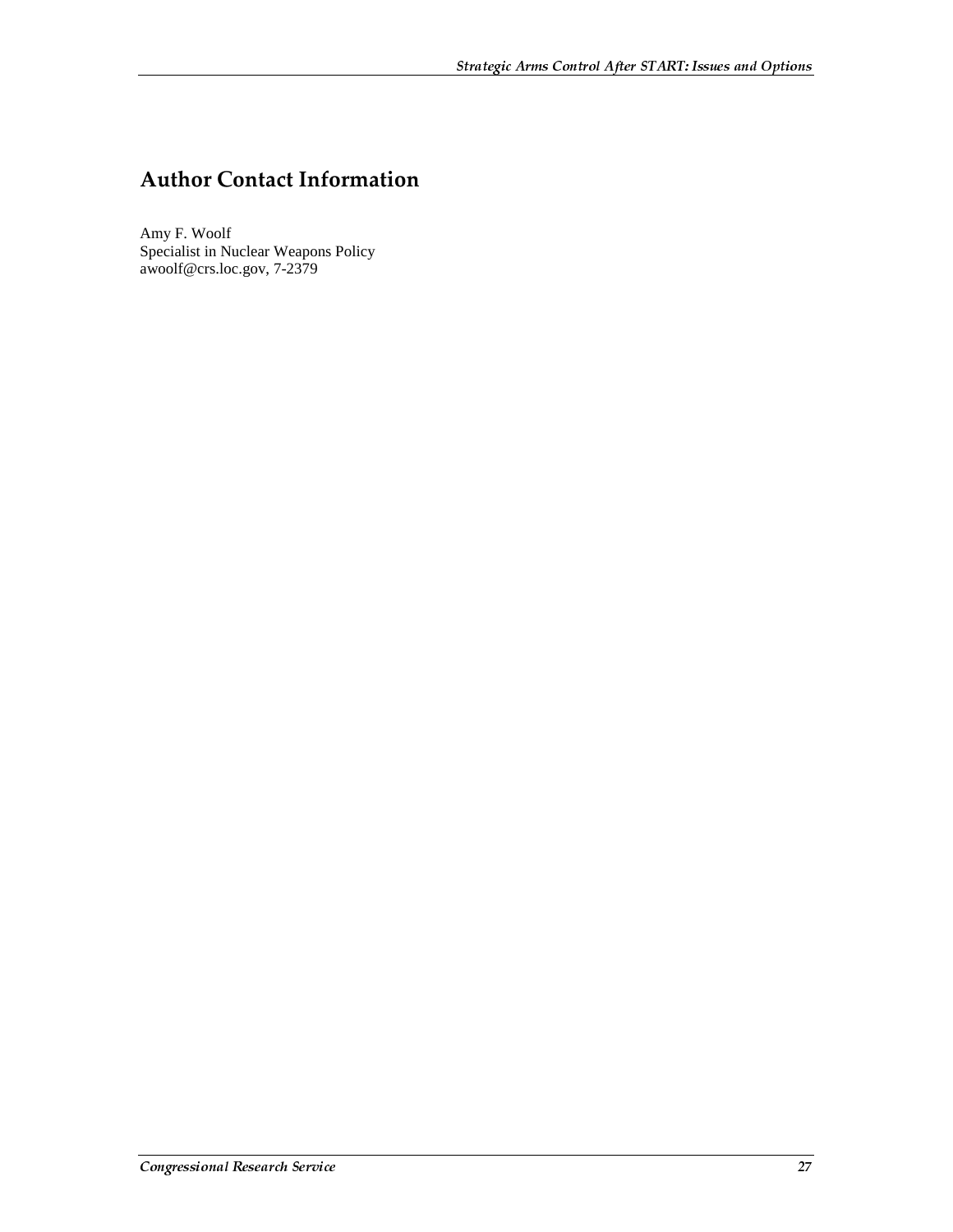## Author Contact Information

Amy F. Woolf
Specialist in Nuclear Weapons Policy
awoolf@crs.loc.gov, 7-2379